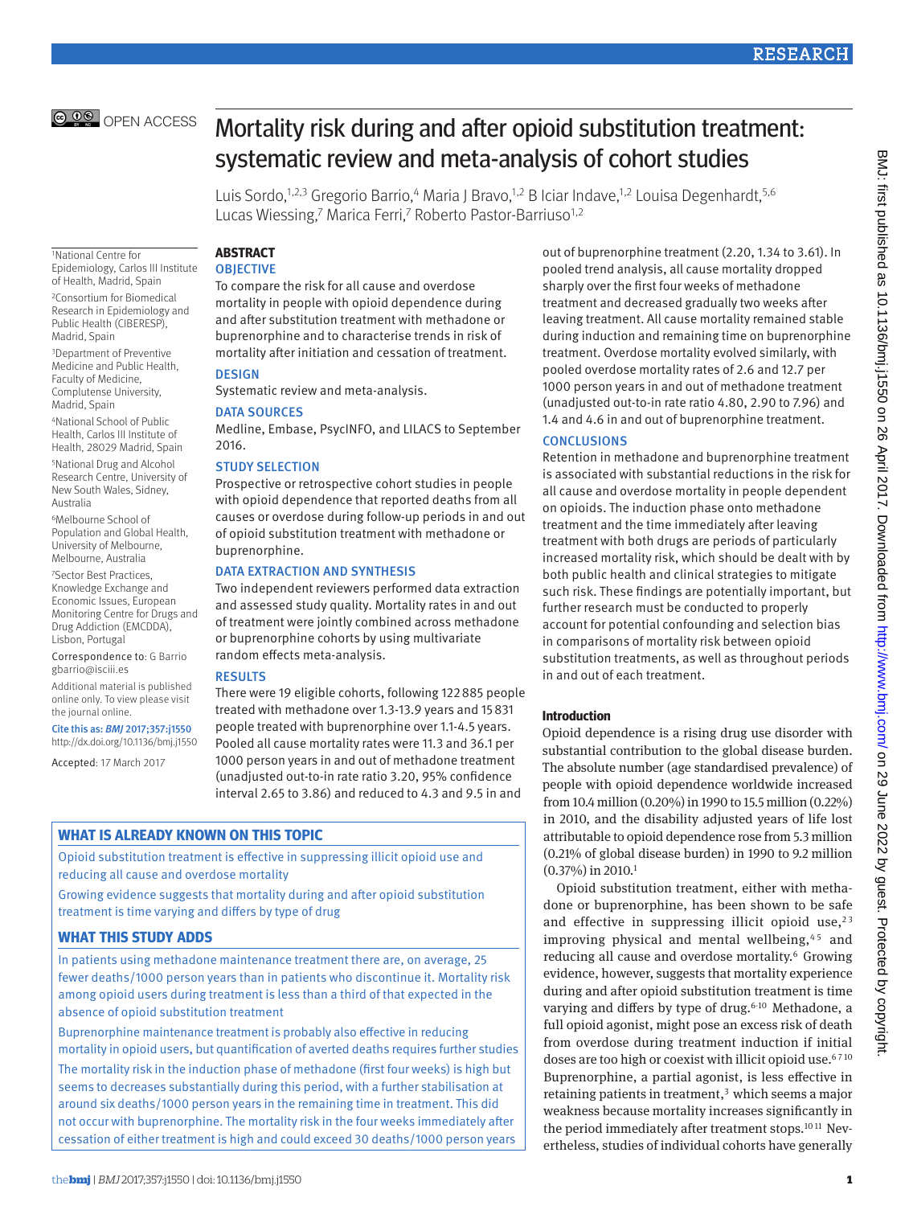# Mortality risk during and after opioid substitution treatment: systematic review and meta-analysis of cohort studies

Luis Sordo,[1,2,3] Gregorio Barrio,[4] Maria J Bravo,[1,2] B Iciar Indave,[1,2] Louisa Degenhardt,[5,6] Lucas Wiessing,[7] Marica Ferri,[7] Roberto Pastor-Barriuso[1,2]

[1]National Centre for Epidemiology, Carlos III Institute of Health, Madrid, Spain

[2]Consortium for Biomedical Research in Epidemiology and Public Health (CIBERESP), Madrid, Spain

[3]Department of Preventive Medicine and Public Health, Faculty of Medicine, Complutense University, Madrid, Spain

[4]National School of Public Health, Carlos III Institute of Health, 28029 Madrid, Spain

[5]National Drug and Alcohol Research Centre, University of New South Wales, Sidney, Australia

[6]Melbourne School of Population and Global Health, University of Melbourne, Melbourne, Australia

[7]Sector Best Practices, Knowledge Exchange and Economic Issues, European Monitoring Centre for Drugs and Drug Addiction (EMCDDA), Lisbon, Portugal

Correspondence to: G Barrio gbarrio@isciii.es

Additional material is published online only. To view please visit the journal online.

Cite this as: *BMJ* 2017;357:j1550
http://dx.doi.org/10.1136/bmj.j1550

Accepted: 17 March 2017

## ABSTRACT

### OBJECTIVE

To compare the risk for all cause and overdose mortality in people with opioid dependence during and after substitution treatment with methadone or buprenorphine and to characterise trends in risk of mortality after initiation and cessation of treatment.

### DESIGN

Systematic review and meta-analysis.

### DATA SOURCES

Medline, Embase, PsycINFO, and LILACS to September 2016.

### STUDY SELECTION

Prospective or retrospective cohort studies in people with opioid dependence that reported deaths from all causes or overdose during follow-up periods in and out of opioid substitution treatment with methadone or buprenorphine.

### DATA EXTRACTION AND SYNTHESIS

Two independent reviewers performed data extraction and assessed study quality. Mortality rates in and out of treatment were jointly combined across methadone or buprenorphine cohorts by using multivariate random effects meta-analysis.

### RESULTS

There were 19 eligible cohorts, following 122 885 people treated with methadone over 1.3-13.9 years and 15 831 people treated with buprenorphine over 1.1-4.5 years. Pooled all cause mortality rates were 11.3 and 36.1 per 1000 person years in and out of methadone treatment (unadjusted out-to-in rate ratio 3.20, 95% confidence interval 2.65 to 3.86) and reduced to 4.3 and 9.5 in and out of buprenorphine treatment (2.20, 1.34 to 3.61). In pooled trend analysis, all cause mortality dropped sharply over the first four weeks of methadone treatment and decreased gradually two weeks after leaving treatment. All cause mortality remained stable during induction and remaining time on buprenorphine treatment. Overdose mortality evolved similarly, with pooled overdose mortality rates of 2.6 and 12.7 per 1000 person years in and out of methadone treatment (unadjusted out-to-in rate ratio 4.80, 2.90 to 7.96) and 1.4 and 4.6 in and out of buprenorphine treatment.

### CONCLUSIONS

Retention in methadone and buprenorphine treatment is associated with substantial reductions in the risk for all cause and overdose mortality in people dependent on opioids. The induction phase onto methadone treatment and the time immediately after leaving treatment with both drugs are periods of particularly increased mortality risk, which should be dealt with by both public health and clinical strategies to mitigate such risk. These findings are potentially important, but further research must be conducted to properly account for potential confounding and selection bias in comparisons of mortality risk between opioid substitution treatments, as well as throughout periods in and out of each treatment.

## WHAT IS ALREADY KNOWN ON THIS TOPIC

Opioid substitution treatment is effective in suppressing illicit opioid use and reducing all cause and overdose mortality

Growing evidence suggests that mortality during and after opioid substitution treatment is time varying and differs by type of drug

## WHAT THIS STUDY ADDS

In patients using methadone maintenance treatment there are, on average, 25 fewer deaths/1000 person years than in patients who discontinue it. Mortality risk among opioid users during treatment is less than a third of that expected in the absence of opioid substitution treatment

Buprenorphine maintenance treatment is probably also effective in reducing mortality in opioid users, but quantification of averted deaths requires further studies

The mortality risk in the induction phase of methadone (first four weeks) is high but seems to decreases substantially during this period, with a further stabilisation at around six deaths/1000 person years in the remaining time in treatment. This did not occur with buprenorphine. The mortality risk in the four weeks immediately after cessation of either treatment is high and could exceed 30 deaths/1000 person years

## Introduction

Opioid dependence is a rising drug use disorder with substantial contribution to the global disease burden. The absolute number (age standardised prevalence) of people with opioid dependence worldwide increased from 10.4 million (0.20%) in 1990 to 15.5 million (0.22%) in 2010, and the disability adjusted years of life lost attributable to opioid dependence rose from 5.3 million (0.21% of global disease burden) in 1990 to 9.2 million (0.37%) in 2010.[1]

Opioid substitution treatment, either with methadone or buprenorphine, has been shown to be safe and effective in suppressing illicit opioid use,[2,3] improving physical and mental wellbeing,[4,5] and reducing all cause and overdose mortality.[6] Growing evidence, however, suggests that mortality experience during and after opioid substitution treatment is time varying and differs by type of drug.[6-10] Methadone, a full opioid agonist, might pose an excess risk of death from overdose during treatment induction if initial doses are too high or coexist with illicit opioid use.[6,7,10] Buprenorphine, a partial agonist, is less effective in retaining patients in treatment,[3] which seems a major weakness because mortality increases significantly in the period immediately after treatment stops.[10,11] Nevertheless, studies of individual cohorts have generally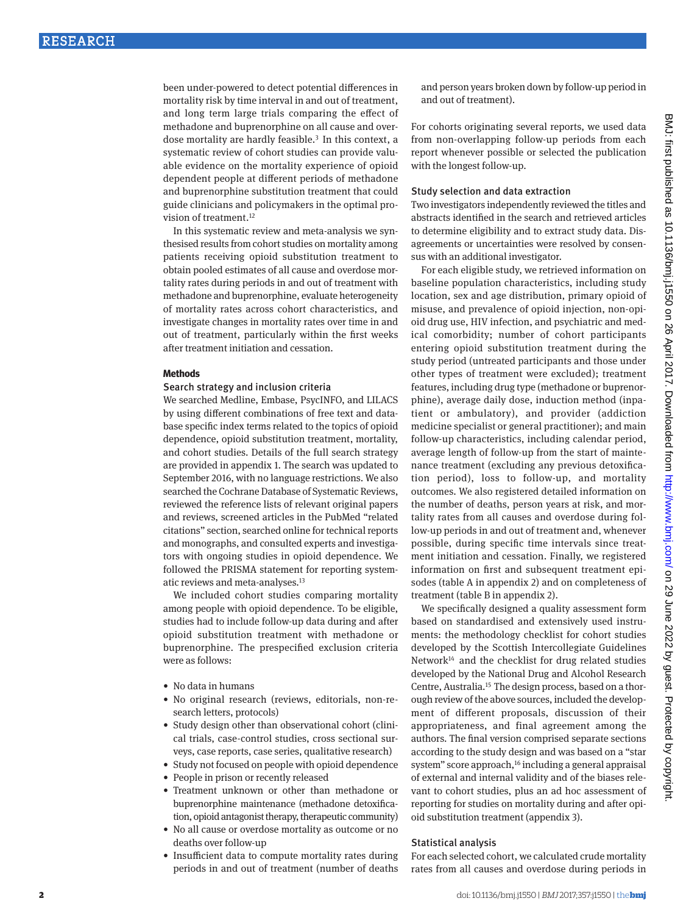been under-powered to detect potential differences in mortality risk by time interval in and out of treatment, and long term large trials comparing the effect of methadone and buprenorphine on all cause and overdose mortality are hardly feasible.[3] In this context, a systematic review of cohort studies can provide valuable evidence on the mortality experience of opioid dependent people at different periods of methadone and buprenorphine substitution treatment that could guide clinicians and policymakers in the optimal provision of treatment.[12]

In this systematic review and meta-analysis we synthesised results from cohort studies on mortality among patients receiving opioid substitution treatment to obtain pooled estimates of all cause and overdose mortality rates during periods in and out of treatment with methadone and buprenorphine, evaluate heterogeneity of mortality rates across cohort characteristics, and investigate changes in mortality rates over time in and out of treatment, particularly within the first weeks after treatment initiation and cessation.

## Methods

### Search strategy and inclusion criteria

We searched Medline, Embase, PsycINFO, and LILACS by using different combinations of free text and database specific index terms related to the topics of opioid dependence, opioid substitution treatment, mortality, and cohort studies. Details of the full search strategy are provided in appendix 1. The search was updated to September 2016, with no language restrictions. We also searched the Cochrane Database of Systematic Reviews, reviewed the reference lists of relevant original papers and reviews, screened articles in the PubMed "related citations" section, searched online for technical reports and monographs, and consulted experts and investigators with ongoing studies in opioid dependence. We followed the PRISMA statement for reporting systematic reviews and meta-analyses.[13]

We included cohort studies comparing mortality among people with opioid dependence. To be eligible, studies had to include follow-up data during and after opioid substitution treatment with methadone or buprenorphine. The prespecified exclusion criteria were as follows:

- No data in humans
- No original research (reviews, editorials, non-research letters, protocols)
- Study design other than observational cohort (clinical trials, case-control studies, cross sectional surveys, case reports, case series, qualitative research)
- Study not focused on people with opioid dependence
- People in prison or recently released
- Treatment unknown or other than methadone or buprenorphine maintenance (methadone detoxification, opioid antagonist therapy, therapeutic community)
- No all cause or overdose mortality as outcome or no deaths over follow-up
- Insufficient data to compute mortality rates during periods in and out of treatment (number of deaths and person years broken down by follow-up period in and out of treatment).

For cohorts originating several reports, we used data from non-overlapping follow-up periods from each report whenever possible or selected the publication with the longest follow-up.

### Study selection and data extraction

Two investigators independently reviewed the titles and abstracts identified in the search and retrieved articles to determine eligibility and to extract study data. Disagreements or uncertainties were resolved by consensus with an additional investigator.

For each eligible study, we retrieved information on baseline population characteristics, including study location, sex and age distribution, primary opioid of misuse, and prevalence of opioid injection, non-opioid drug use, HIV infection, and psychiatric and medical comorbidity; number of cohort participants entering opioid substitution treatment during the study period (untreated participants and those under other types of treatment were excluded); treatment features, including drug type (methadone or buprenorphine), average daily dose, induction method (inpatient or ambulatory), and provider (addiction medicine specialist or general practitioner); and main follow-up characteristics, including calendar period, average length of follow-up from the start of maintenance treatment (excluding any previous detoxification period), loss to follow-up, and mortality outcomes. We also registered detailed information on the number of deaths, person years at risk, and mortality rates from all causes and overdose during follow-up periods in and out of treatment and, whenever possible, during specific time intervals since treatment initiation and cessation. Finally, we registered information on first and subsequent treatment episodes (table A in appendix 2) and on completeness of treatment (table B in appendix 2).

We specifically designed a quality assessment form based on standardised and extensively used instruments: the methodology checklist for cohort studies developed by the Scottish Intercollegiate Guidelines Network[14] and the checklist for drug related studies developed by the National Drug and Alcohol Research Centre, Australia.[15] The design process, based on a thorough review of the above sources, included the development of different proposals, discussion of their appropriateness, and final agreement among the authors. The final version comprised separate sections according to the study design and was based on a "star system" score approach,[16] including a general appraisal of external and internal validity and of the biases relevant to cohort studies, plus an ad hoc assessment of reporting for studies on mortality during and after opioid substitution treatment (appendix 3).

### Statistical analysis

For each selected cohort, we calculated crude mortality rates from all causes and overdose during periods in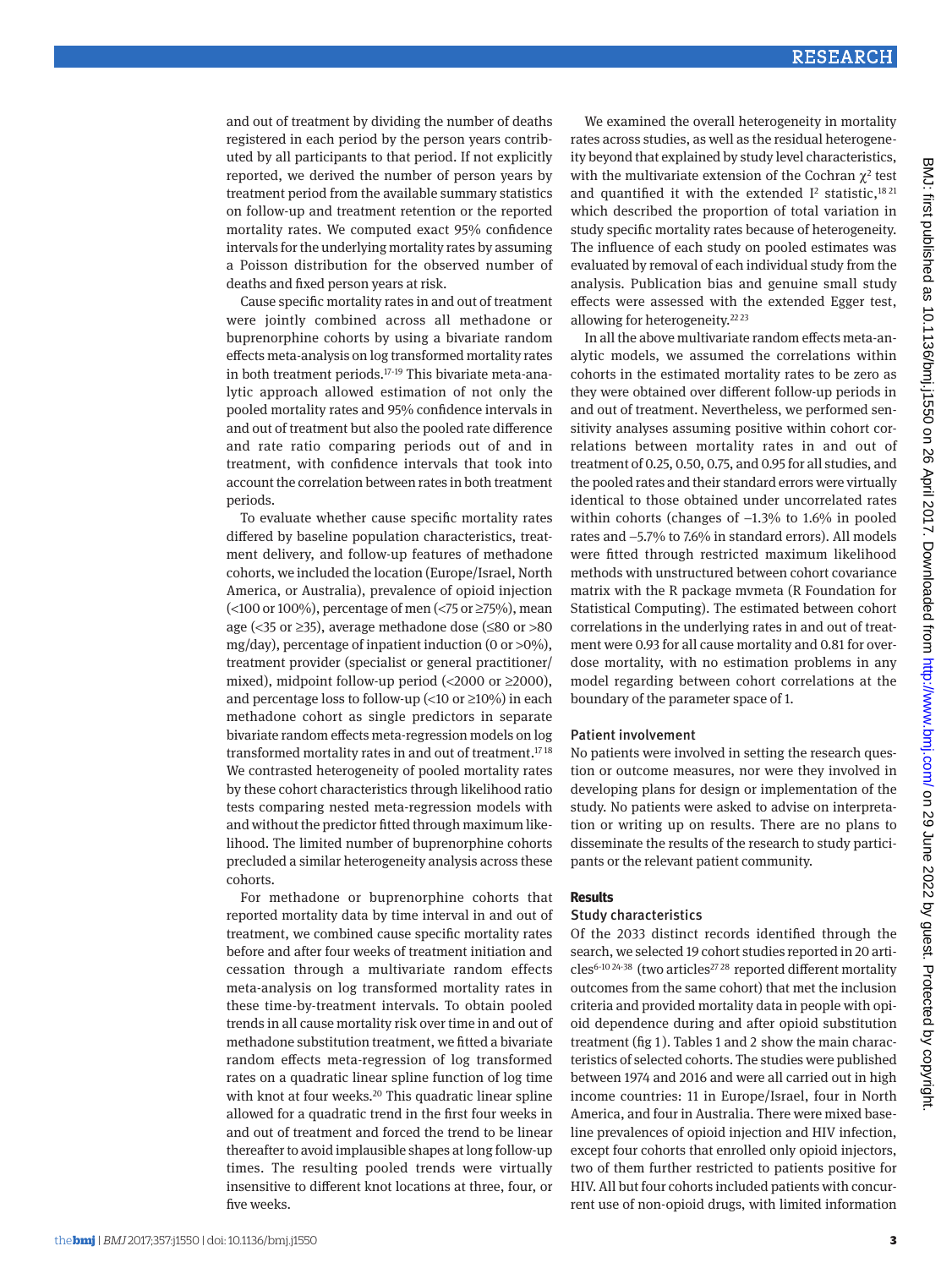and out of treatment by dividing the number of deaths registered in each period by the person years contributed by all participants to that period. If not explicitly reported, we derived the number of person years by treatment period from the available summary statistics on follow-up and treatment retention or the reported mortality rates. We computed exact 95% confidence intervals for the underlying mortality rates by assuming a Poisson distribution for the observed number of deaths and fixed person years at risk.

Cause specific mortality rates in and out of treatment were jointly combined across all methadone or buprenorphine cohorts by using a bivariate random effects meta-analysis on log transformed mortality rates in both treatment periods.[17-19] This bivariate meta-analytic approach allowed estimation of not only the pooled mortality rates and 95% confidence intervals in and out of treatment but also the pooled rate difference and rate ratio comparing periods out of and in treatment, with confidence intervals that took into account the correlation between rates in both treatment periods.

To evaluate whether cause specific mortality rates differed by baseline population characteristics, treatment delivery, and follow-up features of methadone cohorts, we included the location (Europe/Israel, North America, or Australia), prevalence of opioid injection (<100 or 100%), percentage of men (<75 or ≥75%), mean age (<35 or ≥35), average methadone dose (≤80 or >80 mg/day), percentage of inpatient induction (0 or >0%), treatment provider (specialist or general practitioner/mixed), midpoint follow-up period (<2000 or ≥2000), and percentage loss to follow-up (<10 or ≥10%) in each methadone cohort as single predictors in separate bivariate random effects meta-regression models on log transformed mortality rates in and out of treatment.[17,18] We contrasted heterogeneity of pooled mortality rates by these cohort characteristics through likelihood ratio tests comparing nested meta-regression models with and without the predictor fitted through maximum likelihood. The limited number of buprenorphine cohorts precluded a similar heterogeneity analysis across these cohorts.

For methadone or buprenorphine cohorts that reported mortality data by time interval in and out of treatment, we combined cause specific mortality rates before and after four weeks of treatment initiation and cessation through a multivariate random effects meta-analysis on log transformed mortality rates in these time-by-treatment intervals. To obtain pooled trends in all cause mortality risk over time in and out of methadone substitution treatment, we fitted a bivariate random effects meta-regression of log transformed rates on a quadratic linear spline function of log time with knot at four weeks.[20] This quadratic linear spline allowed for a quadratic trend in the first four weeks in and out of treatment and forced the trend to be linear thereafter to avoid implausible shapes at long follow-up times. The resulting pooled trends were virtually insensitive to different knot locations at three, four, or five weeks.

We examined the overall heterogeneity in mortality rates across studies, as well as the residual heterogeneity beyond that explained by study level characteristics, with the multivariate extension of the Cochran $\chi^2$ test and quantified it with the extended $I^2$ statistic,[18,21] which described the proportion of total variation in study specific mortality rates because of heterogeneity. The influence of each study on pooled estimates was evaluated by removal of each individual study from the analysis. Publication bias and genuine small study effects were assessed with the extended Egger test, allowing for heterogeneity.[22,23]

In all the above multivariate random effects meta-analytic models, we assumed the correlations within cohorts in the estimated mortality rates to be zero as they were obtained over different follow-up periods in and out of treatment. Nevertheless, we performed sensitivity analyses assuming positive within cohort correlations between mortality rates in and out of treatment of 0.25, 0.50, 0.75, and 0.95 for all studies, and the pooled rates and their standard errors were virtually identical to those obtained under uncorrelated rates within cohorts (changes of −1.3% to 1.6% in pooled rates and −5.7% to 7.6% in standard errors). All models were fitted through restricted maximum likelihood methods with unstructured between cohort covariance matrix with the R package mvmeta (R Foundation for Statistical Computing). The estimated between cohort correlations in the underlying rates in and out of treatment were 0.93 for all cause mortality and 0.81 for overdose mortality, with no estimation problems in any model regarding between cohort correlations at the boundary of the parameter space of 1.

### Patient involvement

No patients were involved in setting the research question or outcome measures, nor were they involved in developing plans for design or implementation of the study. No patients were asked to advise on interpretation or writing up on results. There are no plans to disseminate the results of the research to study participants or the relevant patient community.

## Results

### Study characteristics

Of the 2033 distinct records identified through the search, we selected 19 cohort studies reported in 20 articles[6-10,24-38] (two articles[27,28] reported different mortality outcomes from the same cohort) that met the inclusion criteria and provided mortality data in people with opioid dependence during and after opioid substitution treatment (fig 1). Tables 1 and 2 show the main characteristics of selected cohorts. The studies were published between 1974 and 2016 and were all carried out in high income countries: 11 in Europe/Israel, four in North America, and four in Australia. There were mixed baseline prevalences of opioid injection and HIV infection, except four cohorts that enrolled only opioid injectors, two of them further restricted to patients positive for HIV. All but four cohorts included patients with concurrent use of non-opioid drugs, with limited information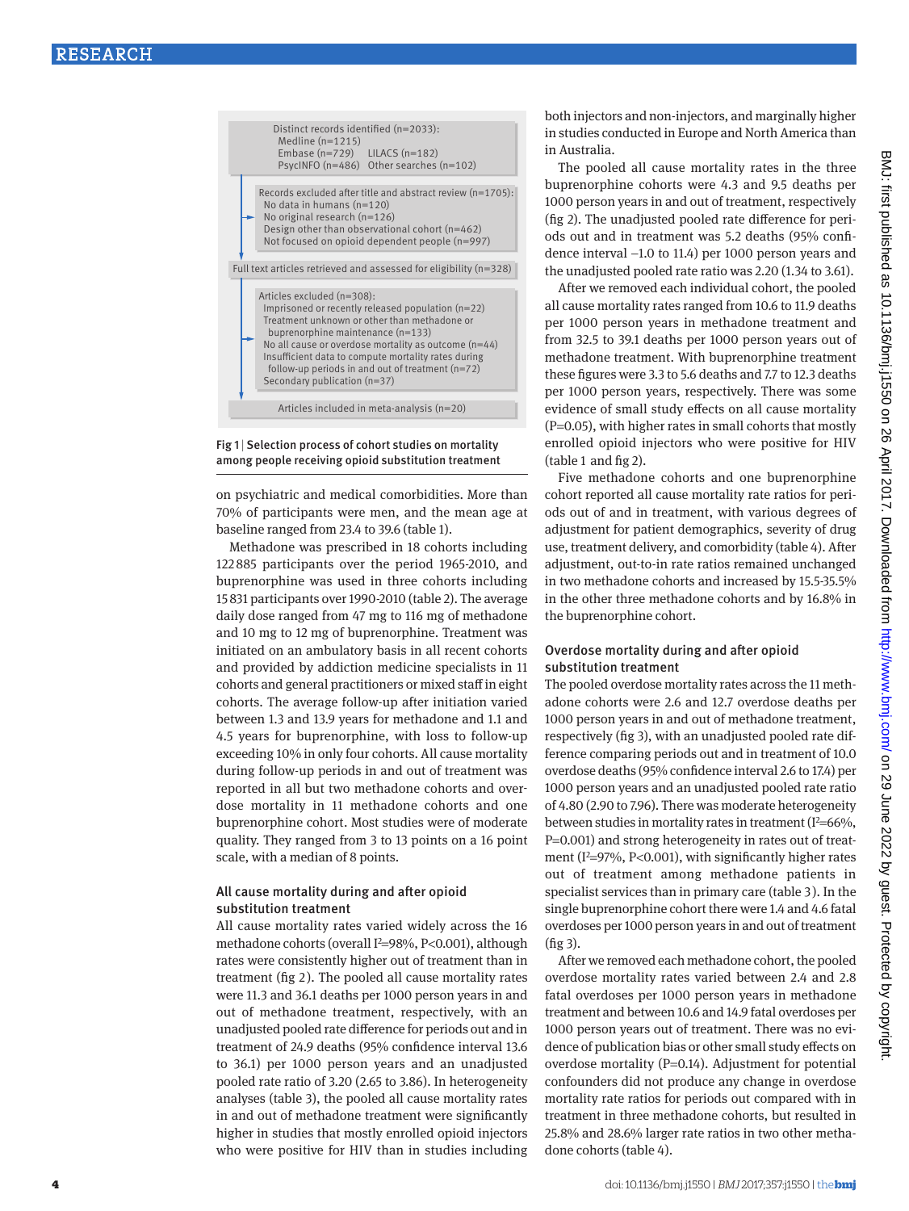Distinct records identified (n=2033):
Medline (n=1215)
Embase (n=729) LILACS (n=182)
PsycINFO (n=486) Other searches (n=102)

Records excluded after title and abstract review (n=1705):
No data in humans (n=120)
No original research (n=126)
Design other than observational cohort (n=462)
Not focused on opioid dependent people (n=997)

Full text articles retrieved and assessed for eligibility (n=328)

Articles excluded (n=308):
Imprisoned or recently released population (n=22)
Treatment unknown or other than methadone or buprenorphine maintenance (n=133)
No all cause or overdose mortality as outcome (n=44)
Insufficient data to compute mortality rates during follow-up periods in and out of treatment (n=72)
Secondary publication (n=37)

Articles included in meta-analysis (n=20)

Fig 1 | Selection process of cohort studies on mortality among people receiving opioid substitution treatment

on psychiatric and medical comorbidities. More than 70% of participants were men, and the mean age at baseline ranged from 23.4 to 39.6 (table 1).

Methadone was prescribed in 18 cohorts including 122 885 participants over the period 1965-2010, and buprenorphine was used in three cohorts including 15 831 participants over 1990-2010 (table 2). The average daily dose ranged from 47 mg to 116 mg of methadone and 10 mg to 12 mg of buprenorphine. Treatment was initiated on an ambulatory basis in all recent cohorts and provided by addiction medicine specialists in 11 cohorts and general practitioners or mixed staff in eight cohorts. The average follow-up after initiation varied between 1.3 and 13.9 years for methadone and 1.1 and 4.5 years for buprenorphine, with loss to follow-up exceeding 10% in only four cohorts. All cause mortality during follow-up periods in and out of treatment was reported in all but two methadone cohorts and overdose mortality in 11 methadone cohorts and one buprenorphine cohort. Most studies were of moderate quality. They ranged from 3 to 13 points on a 16 point scale, with a median of 8 points.

### All cause mortality during and after opioid substitution treatment

All cause mortality rates varied widely across the 16 methadone cohorts (overall $I^2$=98%, P<0.001), although rates were consistently higher out of treatment than in treatment (fig 2). The pooled all cause mortality rates were 11.3 and 36.1 deaths per 1000 person years in and out of methadone treatment, respectively, with an unadjusted pooled rate difference for periods out and in treatment of 24.9 deaths (95% confidence interval 13.6 to 36.1) per 1000 person years and an unadjusted pooled rate ratio of 3.20 (2.65 to 3.86). In heterogeneity analyses (table 3), the pooled all cause mortality rates in and out of methadone treatment were significantly higher in studies that mostly enrolled opioid injectors who were positive for HIV than in studies including both injectors and non-injectors, and marginally higher in studies conducted in Europe and North America than in Australia.

The pooled all cause mortality rates in the three buprenorphine cohorts were 4.3 and 9.5 deaths per 1000 person years in and out of treatment, respectively (fig 2). The unadjusted pooled rate difference for periods out and in treatment was 5.2 deaths (95% confidence interval −1.0 to 11.4) per 1000 person years and the unadjusted pooled rate ratio was 2.20 (1.34 to 3.61).

After we removed each individual cohort, the pooled all cause mortality rates ranged from 10.6 to 11.9 deaths per 1000 person years in methadone treatment and from 32.5 to 39.1 deaths per 1000 person years out of methadone treatment. With buprenorphine treatment these figures were 3.3 to 5.6 deaths and 7.7 to 12.3 deaths per 1000 person years, respectively. There was some evidence of small study effects on all cause mortality (P=0.05), with higher rates in small cohorts that mostly enrolled opioid injectors who were positive for HIV (table 1 and fig 2).

Five methadone cohorts and one buprenorphine cohort reported all cause mortality rate ratios for periods out of and in treatment, with various degrees of adjustment for patient demographics, severity of drug use, treatment delivery, and comorbidity (table 4). After adjustment, out-to-in rate ratios remained unchanged in two methadone cohorts and increased by 15.5-35.5% in the other three methadone cohorts and by 16.8% in the buprenorphine cohort.

### Overdose mortality during and after opioid substitution treatment

The pooled overdose mortality rates across the 11 methadone cohorts were 2.6 and 12.7 overdose deaths per 1000 person years in and out of methadone treatment, respectively (fig 3), with an unadjusted pooled rate difference comparing periods out and in treatment of 10.0 overdose deaths (95% confidence interval 2.6 to 17.4) per 1000 person years and an unadjusted pooled rate ratio of 4.80 (2.90 to 7.96). There was moderate heterogeneity between studies in mortality rates in treatment ($I^2$=66%, P=0.001) and strong heterogeneity in rates out of treatment ($I^2$=97%, P<0.001), with significantly higher rates out of treatment among methadone patients in specialist services than in primary care (table 3). In the single buprenorphine cohort there were 1.4 and 4.6 fatal overdoses per 1000 person years in and out of treatment (fig 3).

After we removed each methadone cohort, the pooled overdose mortality rates varied between 2.4 and 2.8 fatal overdoses per 1000 person years in methadone treatment and between 10.6 and 14.9 fatal overdoses per 1000 person years out of treatment. There was no evidence of publication bias or other small study effects on overdose mortality (P=0.14). Adjustment for potential confounders did not produce any change in overdose mortality rate ratios for periods out compared with in treatment in three methadone cohorts, but resulted in 25.8% and 28.6% larger rate ratios in two other methadone cohorts (table 4).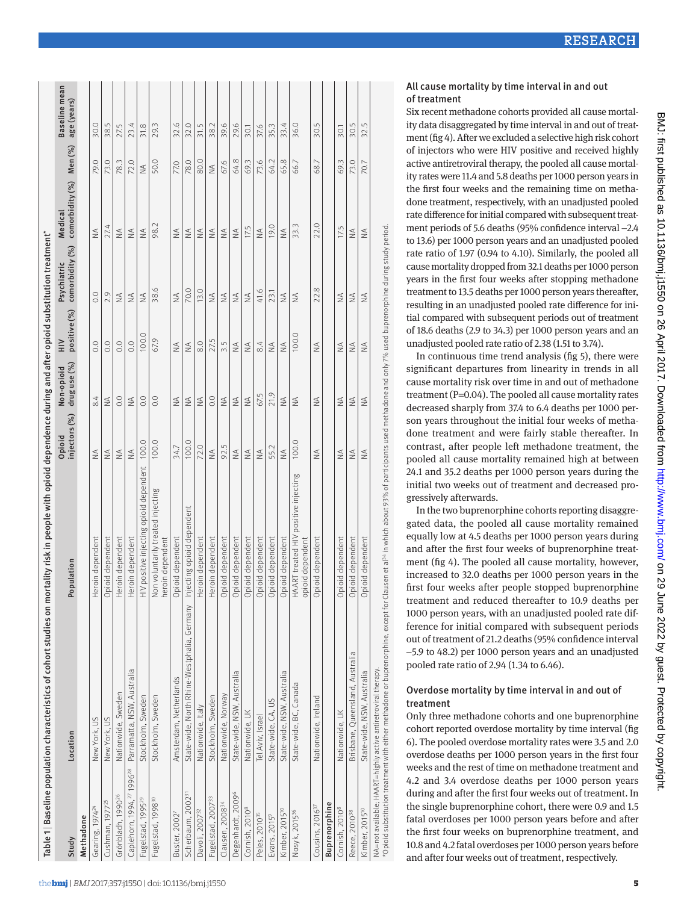Table 1 | Baseline population characteristics of cohort studies on mortality risk in people with opioid dependence during and after opioid substitution treatment*

| Study | Location | Population | Opioid injectors (%) | Non-opioid drug use (%) | HIV positive (%) | Psychiatric comorbidity (%) | Medical comorbidity (%) | Men (%) | Baseline mean age (years) |
|---|---|---|---|---|---|---|---|---|---|
| **Methadone** | | | | | | | | | |
| Gearing, 1974[24] | New York, US | Heroin dependent | NA | 8.4 | 0.0 | 0.0 | NA | 79.0 | 30.0 |
| Cushman, 1977[25] | New York, US | Opioid dependent | NA | NA | 0.0 | 2.9 | 27.4 | 73.0 | 38.5 |
| Grönbladh, 1990[26] | Nationwide, Sweden | Heroin dependent | NA | 0.0 | 0.0 | NA | NA | 78.3 | 27.5 |
| Caplehorn, 1994,[27] 1996[28] | Parramatta, NSW, Australia | Heroin dependent | NA | NA | 0.0 | NA | NA | 72.0 | 23.4 |
| Fugelstad, 1995[29] | Stockholm, Sweden | HIV positive injecting opioid dependent | 100.0 | 0.0 | 100.0 | NA | NA | NA | 31.8 |
| Fugelstad, 1998[30] | Stockholm, Sweden | Non voluntarily treated injecting heroin dependent | 100.0 | 0.0 | 67.9 | 38.6 | 98.2 | 50.0 | 29.3 |
| Buster, 2002[7] | Amsterdam, Netherlands | Opioid dependent | 34.7 | NA | NA | NA | NA | 77.0 | 32.6 |
| Scherbaum, 2002[31] | State-wide, North Rhine-Westphalia, Germany | Injecting opioid dependent | 100.0 | NA | NA | 70.0 | NA | 78.0 | 32.0 |
| Davoli, 2007[32] | Nationwide, Italy | Heroin dependent | 72.0 | NA | 8.0 | 13.0 | NA | 80.0 | 31.5 |
| Fugelstad, 2007[33] | Stockholm, Sweden | Heroin dependent | NA | 0.0 | 27.5 | NA | NA | NA | 38.2 |
| Clausen, 2008[34] | Nationwide, Norway | Opioid dependent | 92.5 | NA | 3.5 | NA | NA | 67.6 | 39.6 |
| Degenhardt, 2009[6] | State-wide, NSW, Australia | Opioid dependent | NA | NA | NA | NA | NA | 64.8 | 29.6 |
| Cornish, 2010[8] | Nationwide, UK | Opioid dependent | NA | NA | NA | NA | 17.5 | 69.3 | 30.1 |
| Peles, 2010[35] | Tel Aviv, Israel | Opioid dependent | NA | 67.5 | 8.4 | 41.6 | NA | 73.6 | 37.6 |
| Evans, 2015[9] | State-wide, CA, US | Opioid dependent | 55.2 | 21.9 | NA | 23.1 | 19.0 | 64.2 | 35.3 |
| Kimber, 2015[10] | State-wide, NSW, Australia | Opioid dependent | NA | NA | NA | NA | NA | 65.8 | 33.4 |
| Nosyk, 2015[36] | State-wide, BC, Canada | HAART treated HIV positive injecting opioid dependent | 100.0 | NA | 100.0 | NA | 33.3 | 66.7 | 36.0 |
| Cousins, 2016[37] | Nationwide, Ireland | Opioid dependent | NA | NA | NA | 22.8 | 22.0 | 68.7 | 30.5 |
| **Buprenorphine** | | | | | | | | | |
| Cornish, 2010[8] | Nationwide, UK | Opioid dependent | NA | NA | NA | NA | 17.5 | 69.3 | 30.1 |
| Reece, 2010[38] | Brisbane, Queensland, Australia | Opioid dependent | NA | NA | NA | NA | NA | 73.0 | 30.5 |
| Kimber, 2015[10] | State-wide, NSW, Australia | Opioid dependent | NA | NA | NA | NA | NA | 70.7 | 32.5 |

NA=not available; HAART=highly active antiretroviral therapy.
*Opioid substitution treatment with either methadone or buprenorphine, except for Clausen et al[34] in which about 93% of participants used methadone and only 7% used buprenorphine during study period.

## All cause mortality by time interval in and out of treatment

Six recent methadone cohorts provided all cause mortality data disaggregated by time interval in and out of treatment (fig 4). After we excluded a selective high risk cohort of injectors who were HIV positive and received highly active antiretroviral therapy, the pooled all cause mortality rates were 11.4 and 5.8 deaths per 1000 person years in the first four weeks and the remaining time on methadone treatment, respectively, with an unadjusted pooled rate difference for initial compared with subsequent treatment periods of 5.6 deaths (95% confidence interval −2.4 to 13.6) per 1000 person years and an unadjusted pooled rate ratio of 1.97 (0.94 to 4.10). Similarly, the pooled all cause mortality dropped from 32.1 deaths per 1000 person years in the first four weeks after stopping methadone treatment to 13.5 deaths per 1000 person years thereafter, resulting in an unadjusted pooled rate difference for initial compared with subsequent periods out of treatment of 18.6 deaths (2.9 to 34.3) per 1000 person years and an unadjusted pooled rate ratio of 2.38 (1.51 to 3.74).

In continuous time trend analysis (fig 5), there were significant departures from linearity in trends in all cause mortality risk over time in and out of methadone treatment (P=0.04). The pooled all cause mortality rates decreased sharply from 37.4 to 6.4 deaths per 1000 person years throughout the initial four weeks of methadone treatment and were fairly stable thereafter. In contrast, after people left methadone treatment, the pooled all cause mortality remained high at between 24.1 and 35.2 deaths per 1000 person years during the initial two weeks out of treatment and decreased progressively afterwards.

In the two buprenorphine cohorts reporting disaggregated data, the pooled all cause mortality remained equally low at 4.5 deaths per 1000 person years during and after the first four weeks of buprenorphine treatment (fig 4). The pooled all cause mortality, however, increased to 32.0 deaths per 1000 person years in the first four weeks after people stopped buprenorphine treatment and reduced thereafter to 10.9 deaths per 1000 person years, with an unadjusted pooled rate difference for initial compared with subsequent periods out of treatment of 21.2 deaths (95% confidence interval −5.9 to 48.2) per 1000 person years and an unadjusted pooled rate ratio of 2.94 (1.34 to 6.46).

## Overdose mortality by time interval in and out of treatment

Only three methadone cohorts and one buprenorphine cohort reported overdose mortality by time interval (fig 6). The pooled overdose mortality rates were 3.5 and 2.0 overdose deaths per 1000 person years in the first four weeks and the rest of time on methadone treatment and 4.2 and 3.4 overdose deaths per 1000 person years during and after the first four weeks out of treatment. In the single buprenorphine cohort, there were 0.9 and 1.5 fatal overdoses per 1000 person years before and after the first four weeks on buprenorphine treatment, and 10.8 and 4.2 fatal overdoses per 1000 person years before and after four weeks out of treatment, respectively.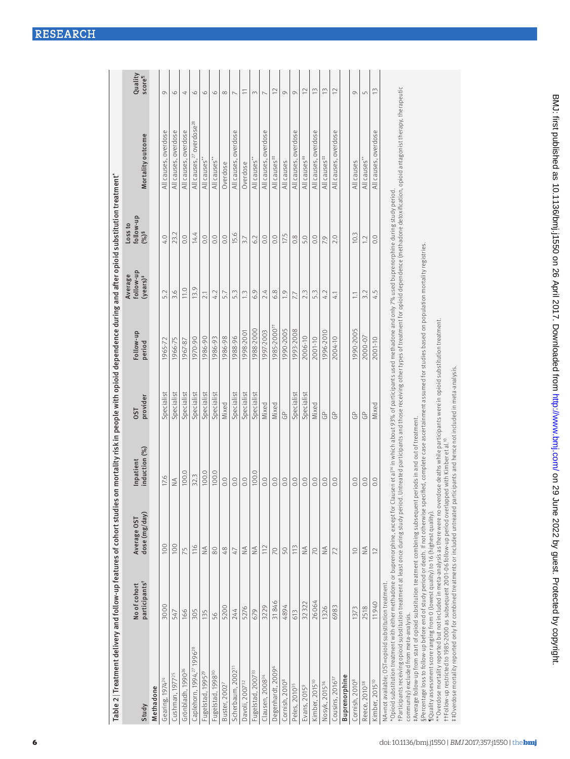Table 2 | Treatment delivery and follow-up features of cohort studies on mortality risk in people with opioid dependence during and after opioid substitution treatment*

| Study | No of cohort participants† | Average OST dose (mg/day) | Inpatient induction (%) | OST provider | Follow-up period | Average follow-up (years)‡ | Loss to follow-up (%)§ | Mortality outcome | Quality score¶ |
|---|---|---|---|---|---|---|---|---|---|
| **Methadone** | | | | | | | | | |
| Gearing, 1974[24] | 3000 | 100 | 17.6 | Specialist | 1965-72 | 5.2 | 4.0 | All causes, overdose | 9 |
| Cushman, 1977[25] | 547 | 100 | NA | Specialist | 1966-75 | 3.6 | 23.2 | All causes, overdose | 6 |
| Grönbladh, 1990[26] | 166 | 75 | 100.0 | Specialist | 1967-87 | 11.0 | 0.0 | All causes, overdose | 4 |
| Caplehorn, 1994,[27] 1996[28] | 305 | 116 | 32.3 | Specialist | 1970-90 | 13.9 | 14.4 | All causes,[27] overdose[28] | 6 |
| Fugelstad, 1995[29] | 135 | NA | 100.0 | Specialist | 1986-90 | 2.1 | 0.0 | All causes** | 6 |
| Fugelstad, 1998[30] | 56 | 80 | 100.0 | Specialist | 1986-93 | 4.2 | 0.0 | All causes** | 6 |
| Buster, 2002[7] | 5200 | 48 | 0.0 | Mixed | 1986-98 | 5.7 | 0.0 | Overdose | 8 |
| Scherbaum, 2002[31] | 244 | 47 | 0.0 | Specialist | 1988-96 | 5.3 | 15.6 | All causes, overdose | 7 |
| Davoli, 2007[32] | 5276 | NA | 0.0 | Specialist | 1998-2001 | 1.3 | 3.7 | Overdose | 11 |
| Fugelstad, 2007[33] | 679 | NA | 100.0 | Specialist | 1988-2000 | 6.9 | 6.2 | All causes** | 3 |
| Clausen, 2008[34] | 3229 | 112 | 0.0 | Mixed | 1997-2003 | 2.4 | 0.0 | All causes, overdose | 7 |
| Degenhardt, 2009[6] | 31 846 | 70 | 0.0 | Mixed | 1985-2000†† | 6.8 | 0.0 | All causes‡‡ | 12 |
| Cornish, 2010[8] | 4894 | 50 | 0.0 | GP | 1990-2005 | 1.9 | 17.5 | All causes | 9 |
| Peles, 2010[35] | 613 | 113 | 0.0 | Specialist | 1993-2008 | 7.7 | 0.8 | All causes, overdose | 9 |
| Evans, 2015[9] | 32 322 | NA | 0.0 | Specialist | 2006-10 | 2.3 | 5.0 | All causes‡‡ | 12 |
| Kimber, 2015[10] | 26 064 | 70 | 0.0 | Mixed | 2001-10 | 5.3 | 0.0 | All causes, overdose | 13 |
| Nosyk, 2015[36] | 1326 | NA | 0.0 | GP | 1996-2010 | 4.2 | 7.9 | All causes‡‡ | 13 |
| Cousins, 2016[37] | 6983 | 72 | 0.0 | GP | 2004-10 | 4.1 | 2.0 | All causes, overdose | 12 |
| **Buprenorphine** | | | | | | | | | |
| Cornish, 2010[8] | 1373 | 10 | 0.0 | GP | 1990-2005 | 1.1 | 10.3 | All causes | 9 |
| Reece, 2010[38] | 2518 | NA | 0.0 | GP | 2000-07 | 3.2 | 1.2 | All causes** | 5 |
| Kimber, 2015[10] | 11 940 | 12 | 0.0 | Mixed | 2001-10 | 4.5 | 0.0 | All causes, overdose | 13 |

NA=not available; OST=opioid substitution treatment.

*Opioid substitution treatment with either methadone or buprenorphine, except for Clausen et al[34] in which about 93% of participants used methadone and only 7% used buprenorphine during study period.

†Participants receiving opioid substitution treatment at least once during study period. Untreated participants and those receiving other types of treatment for opioid dependence (methadone detoxification, opioid antagonist therapy, therapeutic community) excluded from meta-analysis.

‡Average follow-up from start of opioid substitution treatment combining subsequent periods in and out of treatment.

§Percentage loss to follow-up before end of study period or death. If not otherwise specified, complete case ascertainment assumed for studies based on population mortality registries.

¶Quality assessment score ranging from 0 (lowest quality) to 16 (highest quality).

**Overdose mortality reported but not included in meta-analysis as there were no overdose deaths while participants were in opioid substitution treatment.

††Follow-up restricted to 1985-2000 as subsequent 2001-06 follow-up period overlapped with Kimber et al.[10]

‡‡Overdose mortality reported only for combined treatments or included untreated participants and hence not included in meta-analysis.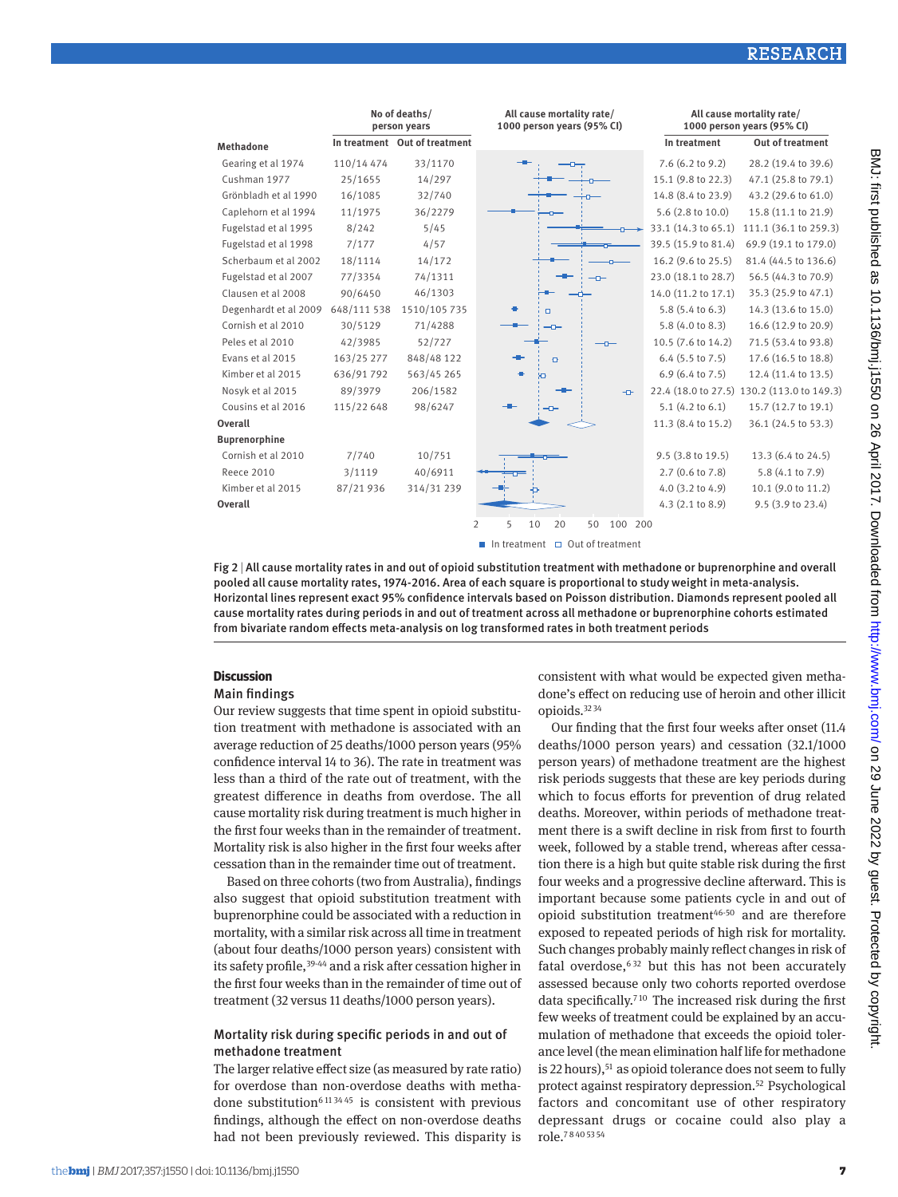| | No of deaths/ person years | | All cause mortality rate/ 1000 person years (95% CI) | |
|---|---|---|---|---|
| **Methadone** | In treatment | Out of treatment | In treatment | Out of treatment |
| Gearing et al 1974 | 110/14 474 | 33/1170 | 7.6 (6.2 to 9.2) | 28.2 (19.4 to 39.6) |
| Cushman 1977 | 25/1655 | 14/297 | 15.1 (9.8 to 22.3) | 47.1 (25.8 to 79.1) |
| Grönbladh et al 1990 | 16/1085 | 32/740 | 14.8 (8.4 to 23.9) | 43.2 (29.6 to 61.0) |
| Caplehorn et al 1994 | 11/1975 | 36/2279 | 5.6 (2.8 to 10.0) | 15.8 (11.1 to 21.9) |
| Fugelstad et al 1995 | 8/242 | 5/45 | 33.1 (14.3 to 65.1) | 111.1 (36.1 to 259.3) |
| Fugelstad et al 1998 | 7/177 | 4/57 | 39.5 (15.9 to 81.4) | 69.9 (19.1 to 179.0) |
| Scherbaum et al 2002 | 18/1114 | 14/172 | 16.2 (9.6 to 25.5) | 81.4 (44.5 to 136.6) |
| Fugelstad et al 2007 | 77/3354 | 74/1311 | 23.0 (18.1 to 28.7) | 56.5 (44.3 to 70.9) |
| Clausen et al 2008 | 90/6450 | 46/1303 | 14.0 (11.2 to 17.1) | 35.3 (25.9 to 47.1) |
| Degenhardt et al 2009 | 648/111 538 | 1510/105 735 | 5.8 (5.4 to 6.3) | 14.3 (13.6 to 15.0) |
| Cornish et al 2010 | 30/5129 | 71/4288 | 5.8 (4.0 to 8.3) | 16.6 (12.9 to 20.9) |
| Peles et al 2010 | 42/3985 | 52/727 | 10.5 (7.6 to 14.2) | 71.5 (53.4 to 93.8) |
| Evans et al 2015 | 163/25 277 | 848/48 122 | 6.4 (5.5 to 7.5) | 17.6 (16.5 to 18.8) |
| Kimber et al 2015 | 636/91 792 | 563/45 265 | 6.9 (6.4 to 7.5) | 12.4 (11.4 to 13.5) |
| Nosyk et al 2015 | 89/3979 | 206/1582 | 22.4 (18.0 to 27.5) | 130.2 (113.0 to 149.3) |
| Cousins et al 2016 | 115/22 648 | 98/6247 | 5.1 (4.2 to 6.1) | 15.7 (12.7 to 19.1) |
| **Overall** | | | 11.3 (8.4 to 15.2) | 36.1 (24.5 to 53.3) |
| **Buprenorphine** | | | | |
| Cornish et al 2010 | 7/740 | 10/751 | 9.5 (3.8 to 19.5) | 13.3 (6.4 to 24.5) |
| Reece 2010 | 3/1119 | 40/6911 | 2.7 (0.6 to 7.8) | 5.8 (4.1 to 7.9) |
| Kimber et al 2015 | 87/21 936 | 314/31 239 | 4.0 (3.2 to 4.9) | 10.1 (9.0 to 11.2) |
| **Overall** | | | 4.3 (2.1 to 8.9) | 9.5 (3.9 to 23.4) |

Fig 2 | All cause mortality rates in and out of opioid substitution treatment with methadone or buprenorphine and overall pooled all cause mortality rates, 1974-2016. Area of each square is proportional to study weight in meta-analysis. Horizontal lines represent exact 95% confidence intervals based on Poisson distribution. Diamonds represent pooled all cause mortality rates during periods in and out of treatment across all methadone or buprenorphine cohorts estimated from bivariate random effects meta-analysis on log transformed rates in both treatment periods

## Discussion

### Main findings

Our review suggests that time spent in opioid substitution treatment with methadone is associated with an average reduction of 25 deaths/1000 person years (95% confidence interval 14 to 36). The rate in treatment was less than a third of the rate out of treatment, with the greatest difference in deaths from overdose. The all cause mortality risk during treatment is much higher in the first four weeks than in the remainder of treatment. Mortality risk is also higher in the first four weeks after cessation than in the remainder time out of treatment.

Based on three cohorts (two from Australia), findings also suggest that opioid substitution treatment with buprenorphine could be associated with a reduction in mortality, with a similar risk across all time in treatment (about four deaths/1000 person years) consistent with its safety profile,[39-44] and a risk after cessation higher in the first four weeks than in the remainder of time out of treatment (32 versus 11 deaths/1000 person years).

### Mortality risk during specific periods in and out of methadone treatment

The larger relative effect size (as measured by rate ratio) for overdose than non-overdose deaths with methadone substitution[6 11 34 45] is consistent with previous findings, although the effect on non-overdose deaths had not been previously reviewed. This disparity is consistent with what would be expected given methadone's effect on reducing use of heroin and other illicit opioids.[32 34]

Our finding that the first four weeks after onset (11.4 deaths/1000 person years) and cessation (32.1/1000 person years) of methadone treatment are the highest risk periods suggests that these are key periods during which to focus efforts for prevention of drug related deaths. Moreover, within periods of methadone treatment there is a swift decline in risk from first to fourth week, followed by a stable trend, whereas after cessation there is a high but quite stable risk during the first four weeks and a progressive decline afterward. This is important because some patients cycle in and out of opioid substitution treatment[46-50] and are therefore exposed to repeated periods of high risk for mortality. Such changes probably mainly reflect changes in risk of fatal overdose,[6 32] but this has not been accurately assessed because only two cohorts reported overdose data specifically.[7 10] The increased risk during the first few weeks of treatment could be explained by an accumulation of methadone that exceeds the opioid tolerance level (the mean elimination half life for methadone is 22 hours),[51] as opioid tolerance does not seem to fully protect against respiratory depression.[52] Psychological factors and concomitant use of other respiratory depressant drugs or cocaine could also play a role.[7 8 40 53 54]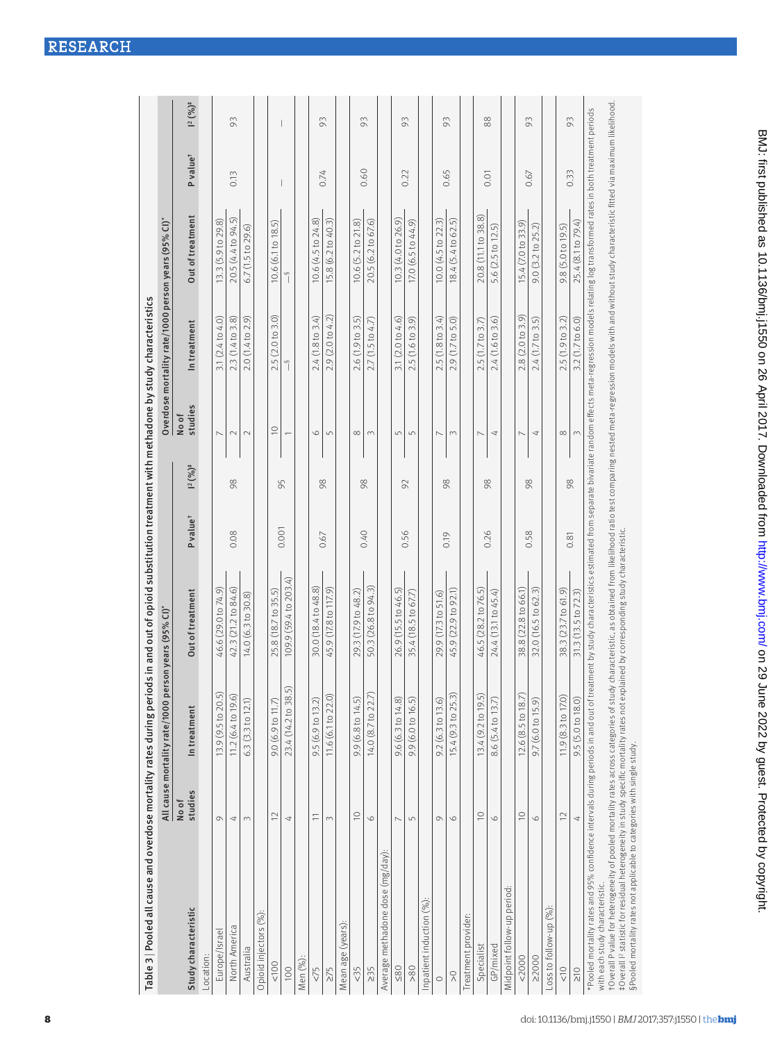Table 3 | Pooled all cause and overdose mortality rates during periods in and out of opioid substitution treatment with methadone by study characteristics

| Study characteristic | All cause mortality rate/1000 person years (95% CI)* | | | | | Overdose mortality rate/1000 person years (95% CI)* | | | | |
|---|---|---|---|---|---|---|---|---|---|---|
| | No of studies | In treatment | Out of treatment | P value† | $I^2$ (%)‡ | No of studies | In treatment | Out of treatment | P value† | $I^2$ (%)‡ |
| Location: | | | | | | | | | | |
| Europe/Israel | 9 | 13.9 (9.5 to 20.5) | 46.6 (29.0 to 74.9) | 0.08 | 98 | 7 | 3.1 (2.4 to 4.0) | 13.3 (5.9 to 29.8) | 0.13 | 93 |
| North America | 4 | 11.2 (6.4 to 19.6) | 42.3 (21.2 to 84.6) | | | 2 | 2.3 (1.4 to 3.8) | 20.5 (4.4 to 94.5) | | |
| Australia | 3 | 6.3 (3.3 to 12.1) | 14.0 (6.3 to 30.8) | | | 2 | 2.0 (1.4 to 2.9) | 6.7 (1.5 to 29.6) | | |
| Opioid injectors (%): | | | | | | | | | | |
| <100 | 12 | 9.0 (6.9 to 11.7) | 25.8 (18.7 to 35.5) | 0.001 | 95 | 10 | 2.5 (2.0 to 3.0) | 10.6 (6.1 to 18.5) | — | — |
| 100 | 4 | 23.4 (14.2 to 38.5) | 109.9 (59.4 to 203.4) | | | 1 | —§ | —§ | | |
| Men (%): | | | | | | | | | | |
| <75 | 11 | 9.5 (6.9 to 13.2) | 30.0 (18.4 to 48.8) | 0.67 | 98 | 6 | 2.4 (1.8 to 3.4) | 10.6 (4.5 to 24.8) | 0.74 | 93 |
| ≥75 | 3 | 11.6 (6.1 to 22.0) | 45.9 (17.8 to 117.9) | | | 5 | 2.9 (2.0 to 4.2) | 15.8 (6.2 to 40.3) | | |
| Mean age (years): | | | | | | | | | | |
| <35 | 10 | 9.9 (6.8 to 14.5) | 29.3 (17.9 to 48.2) | 0.40 | 98 | 8 | 2.6 (1.9 to 3.5) | 10.6 (5.2 to 21.8) | 0.60 | 93 |
| ≥35 | 6 | 14.0 (8.7 to 22.7) | 50.3 (26.8 to 94.3) | | | 3 | 2.7 (1.5 to 4.7) | 20.5 (6.2 to 67.6) | | |
| Average methadone dose (mg/day): | | | | | | | | | | |
| ≤80 | 7 | 9.6 (6.3 to 14.8) | 26.9 (15.5 to 46.5) | 0.56 | 92 | 5 | 3.1 (2.0 to 4.6) | 10.3 (4.0 to 26.9) | 0.22 | 93 |
| >80 | 5 | 9.9 (6.0 to 16.5) | 35.4 (18.5 to 67.7) | | | 5 | 2.5 (1.6 to 3.9) | 17.0 (6.5 to 44.9) | | |
| Inpatient induction (%): | | | | | | | | | | |
| 0 | 9 | 9.2 (6.3 to 13.6) | 29.9 (17.3 to 51.6) | 0.19 | 98 | 7 | 2.5 (1.8 to 3.4) | 10.0 (4.5 to 22.3) | 0.65 | 93 |
| >0 | 6 | 15.4 (9.3 to 25.3) | 45.9 (22.9 to 92.1) | | | 3 | 2.9 (1.7 to 5.0) | 18.4 (5.4 to 62.5) | | |
| Treatment provider: | | | | | | | | | | |
| Specialist | 10 | 13.4 (9.2 to 19.5) | 46.5 (28.2 to 76.5) | 0.26 | 98 | 7 | 2.5 (1.7 to 3.7) | 20.8 (11.1 to 38.8) | 0.01 | 88 |
| GP/mixed | 6 | 8.6 (5.4 to 13.7) | 24.4 (13.1 to 45.4) | | | 4 | 2.4 (1.6 to 3.6) | 5.6 (2.5 to 12.5) | | |
| Midpoint follow-up period: | | | | | | | | | | |
| <2000 | 10 | 12.6 (8.5 to 18.7) | 38.8 (22.8 to 66.1) | 0.58 | 98 | 7 | 2.8 (2.0 to 3.9) | 15.4 (7.0 to 33.9) | 0.67 | 93 |
| ≥2000 | 6 | 9.7 (6.0 to 15.9) | 32.0 (16.5 to 62.3) | | | 4 | 2.4 (1.7 to 3.5) | 9.0 (3.2 to 25.2) | | |
| Loss to follow-up (%): | | | | | | | | | | |
| <10 | 12 | 11.9 (8.3 to 17.0) | 38.3 (23.7 to 61.9) | 0.81 | 98 | 8 | 2.5 (1.9 to 3.2) | 9.8 (5.0 to 19.5) | 0.33 | 93 |
| ≥10 | 4 | 9.5 (5.0 to 18.0) | 31.3 (13.5 to 72.3) | | | 3 | 3.2 (1.7 to 6.0) | 25.4 (8.1 to 79.4) | | |

*Pooled mortality rates and 95% confidence intervals during periods in and out of treatment by study characteristics estimated from separate bivariate random effects meta-regression models relating log transformed rates in both treatment periods with each study characteristic.

†Overall P value for heterogeneity of pooled mortality rates across categories of study characteristic, as obtained from likelihood ratio test comparing nested meta-regression models with and without study characteristic fitted via maximum likelihood.

‡Overall $I^2$ statistic for residual heterogeneity in study specific mortality rates not explained by corresponding study characteristic.

§Pooled mortality rates not applicable to categories with single study.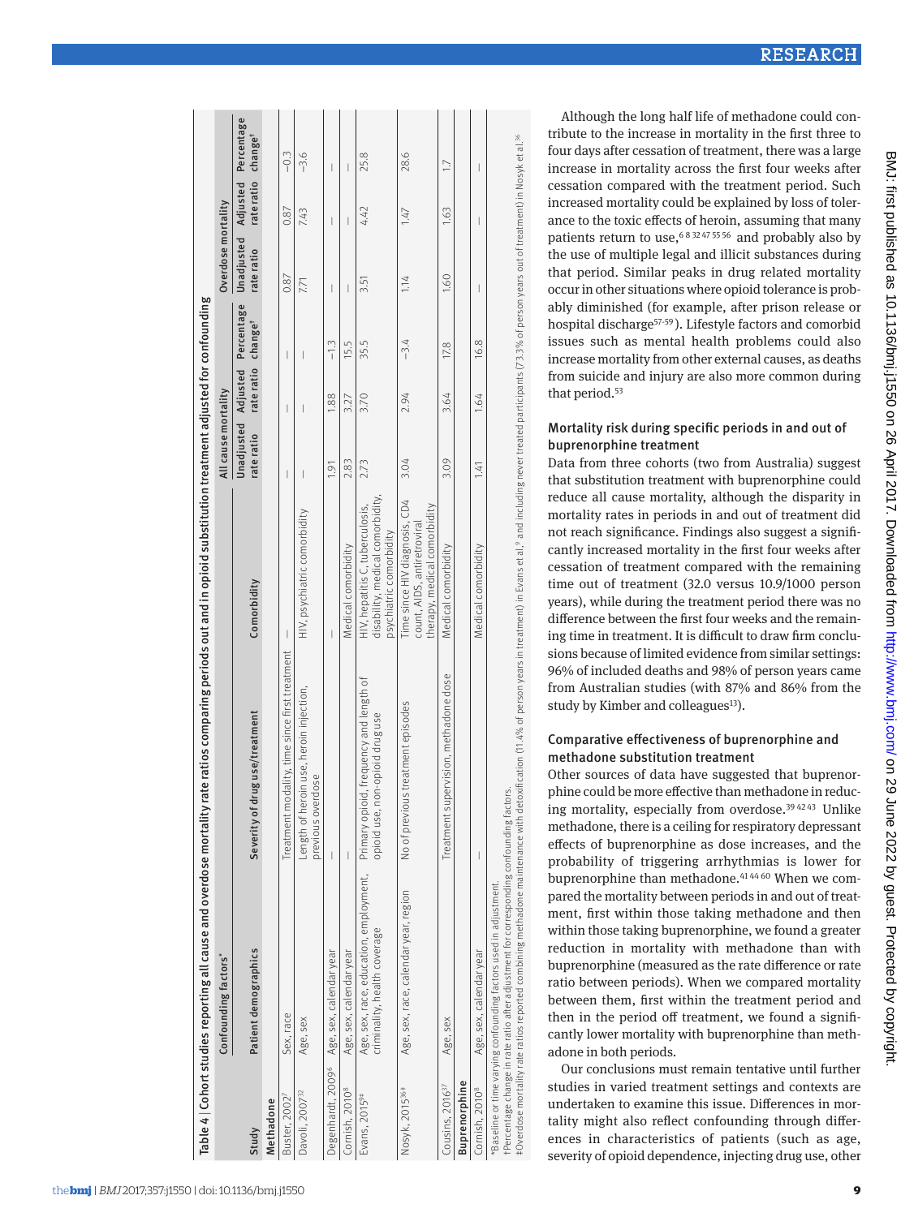Table 4 | Cohort studies reporting all cause and overdose mortality rate ratios comparing periods out and in opioid substitution treatment adjusted for confounding

| Study | Confounding factors* | | | All cause mortality | | | Overdose mortality | | |
|---|---|---|---|---|---|---|---|---|---|
| | Patient demographics | Severity of drug use/treatment | Comorbidity | Unadjusted rate ratio | Adjusted rate ratio | Percentage change† | Unadjusted rate ratio | Adjusted rate ratio | Percentage change† |
| **Methadone** | | | | | | | | | |
| Buster, 2002[7] | Sex, race | Treatment modality, time since first treatment | — | — | — | — | 0.87 | 0.87 | −0.3 |
| Davoli, 2007[32] | Age, sex | Length of heroin use, heroin injection, previous overdose | HIV, psychiatric comorbidity | — | — | — | 7.71 | 7.43 | −3.6 |
| Degenhardt, 2009[6] | Age, sex, calendar year | — | — | 1.91 | 1.88 | −1.3 | — | — | — |
| Cornish, 2010[8] | Age, sex, calendar year | — | Medical comorbidity | 2.83 | 3.27 | 15.5 | — | — | — |
| Evans, 2015[9]‡ | Age, sex, race, education, employment, criminality, health coverage | Primary opioid, frequency and length of opioid use, non-opioid drug use | HIV, hepatitis C, tuberculosis, disability, medical comorbidity, psychiatric comorbidity | 2.73 | 3.70 | 35.5 | 3.51 | 4.42 | 25.8 |
| Nosyk, 2015[36]‡ | Age, sex, race, calendar year, region | No of previous treatment episodes | Time since HIV diagnosis, CD4 count, AIDS, antiretroviral therapy, medical comorbidity | 3.04 | 2.94 | −3.4 | 1.14 | 1.47 | 28.6 |
| Cousins, 2016[37] | Age, sex | Treatment supervision, methadone dose | Medical comorbidity | 3.09 | 3.64 | 17.8 | 1.60 | 1.63 | 1.7 |
| **Buprenorphine** | | | | | | | | | |
| Cornish, 2010[8] | Age, sex, calendar year | — | Medical comorbidity | 1.41 | 1.64 | 16.8 | — | — | — |

*Baseline or time varying confounding factors used in adjustment.
†Percentage change in rate ratio after adjustment for corresponding confounding factors.
‡Overdose mortality rate ratios reported combining methadone maintenance with detoxification (11.4% of person years in treatment) in Evans et al,[9] and including never treated participants (73.3% of person years out of treatment) in Nosyk et al.[36]

Although the long half life of methadone could contribute to the increase in mortality in the first three to four days after cessation of treatment, there was a large increase in mortality across the first four weeks after cessation compared with the treatment period. Such increased mortality could be explained by loss of tolerance to the toxic effects of heroin, assuming that many patients return to use,[6 8 32 47 55 56] and probably also by the use of multiple legal and illicit substances during that period. Similar peaks in drug related mortality occur in other situations where opioid tolerance is probably diminished (for example, after prison release or hospital discharge[57-59]). Lifestyle factors and comorbid issues such as mental health problems could also increase mortality from other external causes, as deaths from suicide and injury are also more common during that period.[53]

### Mortality risk during specific periods in and out of buprenorphine treatment

Data from three cohorts (two from Australia) suggest that substitution treatment with buprenorphine could reduce all cause mortality, although the disparity in mortality rates in periods in and out of treatment did not reach significance. Findings also suggest a significantly increased mortality in the first four weeks after cessation of treatment compared with the remaining time out of treatment (32.0 versus 10.9/1000 person years), while during the treatment period there was no difference between the first four weeks and the remaining time in treatment. It is difficult to draw firm conclusions because of limited evidence from similar settings: 96% of included deaths and 98% of person years came from Australian studies (with 87% and 86% from the study by Kimber and colleagues[13]).

### Comparative effectiveness of buprenorphine and methadone substitution treatment

Other sources of data have suggested that buprenorphine could be more effective than methadone in reducing mortality, especially from overdose.[39 42 43] Unlike methadone, there is a ceiling for respiratory depressant effects of buprenorphine as dose increases, and the probability of triggering arrhythmias is lower for buprenorphine than methadone.[41 44 60] When we compared the mortality between periods in and out of treatment, first within those taking methadone and then within those taking buprenorphine, we found a greater reduction in mortality with methadone than with buprenorphine (measured as the rate difference or rate ratio between periods). When we compared mortality between them, first within the treatment period and then in the period off treatment, we found a significantly lower mortality with buprenorphine than methadone in both periods.

Our conclusions must remain tentative until further studies in varied treatment settings and contexts are undertaken to examine this issue. Differences in mortality might also reflect confounding through differences in characteristics of patients (such as age, severity of opioid dependence, injecting drug use, other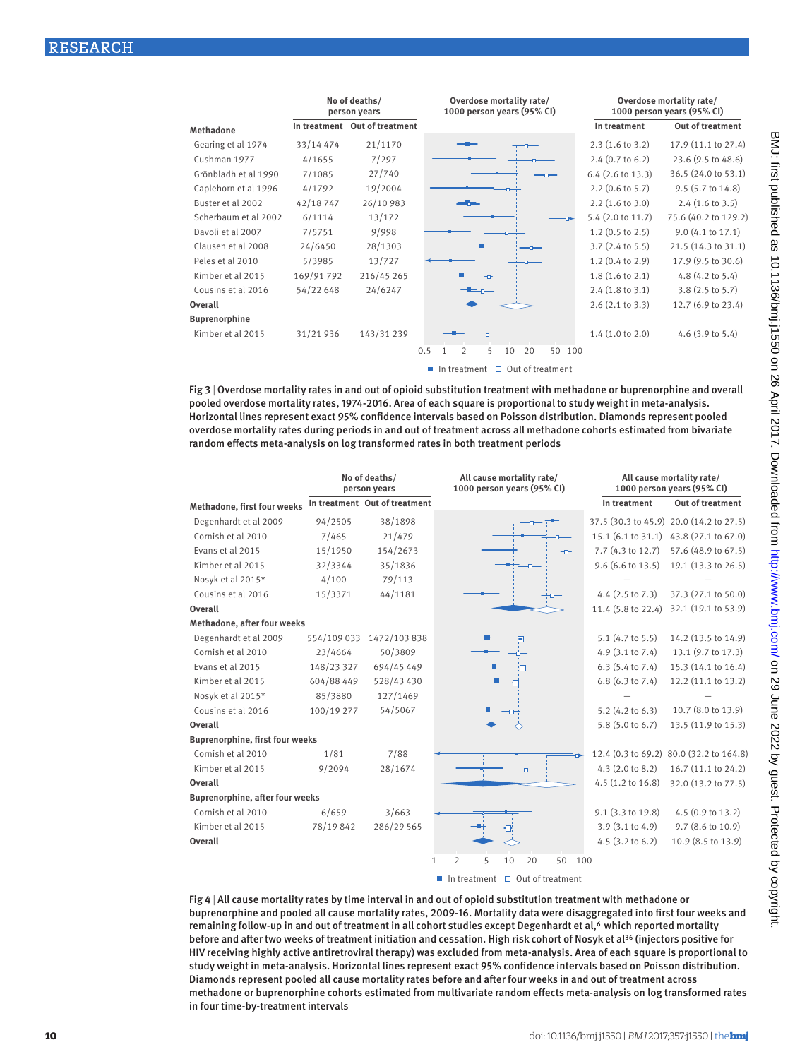| Methadone | No of deaths/person years: In treatment | No of deaths/person years: Out of treatment | Overdose mortality rate/1000 person years (95% CI): In treatment | Overdose mortality rate/1000 person years (95% CI): Out of treatment |
|---|---|---|---|---|
| Gearing et al 1974 | 33/14 474 | 21/1170 | 2.3 (1.6 to 3.2) | 17.9 (11.1 to 27.4) |
| Cushman 1977 | 4/1655 | 7/297 | 2.4 (0.7 to 6.2) | 23.6 (9.5 to 48.6) |
| Grönbladh et al 1990 | 7/1085 | 27/740 | 6.4 (2.6 to 13.3) | 36.5 (24.0 to 53.1) |
| Caplehorn et al 1996 | 4/1792 | 19/2004 | 2.2 (0.6 to 5.7) | 9.5 (5.7 to 14.8) |
| Buster et al 2002 | 42/18 747 | 26/10 983 | 2.2 (1.6 to 3.0) | 2.4 (1.6 to 3.5) |
| Scherbaum et al 2002 | 6/1114 | 13/172 | 5.4 (2.0 to 11.7) | 75.6 (40.2 to 129.2) |
| Davoli et al 2007 | 7/5751 | 9/998 | 1.2 (0.5 to 2.5) | 9.0 (4.1 to 17.1) |
| Clausen et al 2008 | 24/6450 | 28/1303 | 3.7 (2.4 to 5.5) | 21.5 (14.3 to 31.1) |
| Peles et al 2010 | 5/3985 | 13/727 | 1.2 (0.4 to 2.9) | 17.9 (9.5 to 30.6) |
| Kimber et al 2015 | 169/91 792 | 216/45 265 | 1.8 (1.6 to 2.1) | 4.8 (4.2 to 5.4) |
| Cousins et al 2016 | 54/22 648 | 24/6247 | 2.4 (1.8 to 3.1) | 3.8 (2.5 to 5.7) |
| **Overall** | | | 2.6 (2.1 to 3.3) | 12.7 (6.9 to 23.4) |
| **Buprenorphine** | | | | |
| Kimber et al 2015 | 31/21 936 | 143/31 239 | 1.4 (1.0 to 2.0) | 4.6 (3.9 to 5.4) |

Fig 3 | Overdose mortality rates in and out of opioid substitution treatment with methadone or buprenorphine and overall pooled overdose mortality rates, 1974-2016. Area of each square is proportional to study weight in meta-analysis. Horizontal lines represent exact 95% confidence intervals based on Poisson distribution. Diamonds represent pooled overdose mortality rates during periods in and out of treatment across all methadone cohorts estimated from bivariate random effects meta-analysis on log transformed rates in both treatment periods

| | No of deaths/person years: In treatment | No of deaths/person years: Out of treatment | All cause mortality rate/1000 person years (95% CI): In treatment | All cause mortality rate/1000 person years (95% CI): Out of treatment |
|---|---|---|---|---|
| **Methadone, first four weeks** | | | | |
| Degenhardt et al 2009 | 94/2505 | 38/1898 | 37.5 (30.3 to 45.9) | 20.0 (14.2 to 27.5) |
| Cornish et al 2010 | 7/465 | 21/479 | 15.1 (6.1 to 31.1) | 43.8 (27.1 to 67.0) |
| Evans et al 2015 | 15/1950 | 154/2673 | 7.7 (4.3 to 12.7) | 57.6 (48.9 to 67.5) |
| Kimber et al 2015 | 32/3344 | 35/1836 | 9.6 (6.6 to 13.5) | 19.1 (13.3 to 26.5) |
| Nosyk et al 2015* | 4/100 | 79/113 | — | — |
| Cousins et al 2016 | 15/3371 | 44/1181 | 4.4 (2.5 to 7.3) | 37.3 (27.1 to 50.0) |
| **Overall** | | | 11.4 (5.8 to 22.4) | 32.1 (19.1 to 53.9) |
| **Methadone, after four weeks** | | | | |
| Degenhardt et al 2009 | 554/109 033 | 1472/103 838 | 5.1 (4.7 to 5.5) | 14.2 (13.5 to 14.9) |
| Cornish et al 2010 | 23/4664 | 50/3809 | 4.9 (3.1 to 7.4) | 13.1 (9.7 to 17.3) |
| Evans et al 2015 | 148/23 327 | 694/45 449 | 6.3 (5.4 to 7.4) | 15.3 (14.1 to 16.4) |
| Kimber et al 2015 | 604/88 449 | 528/43 430 | 6.8 (6.3 to 7.4) | 12.2 (11.1 to 13.2) |
| Nosyk et al 2015* | 85/3880 | 127/1469 | — | — |
| Cousins et al 2016 | 100/19 277 | 54/5067 | 5.2 (4.2 to 6.3) | 10.7 (8.0 to 13.9) |
| **Overall** | | | 5.8 (5.0 to 6.7) | 13.5 (11.9 to 15.3) |
| **Buprenorphine, first four weeks** | | | | |
| Cornish et al 2010 | 1/81 | 7/88 | 12.4 (0.3 to 69.2) | 80.0 (32.2 to 164.8) |
| Kimber et al 2015 | 9/2094 | 28/1674 | 4.3 (2.0 to 8.2) | 16.7 (11.1 to 24.2) |
| **Overall** | | | 4.5 (1.2 to 16.8) | 32.0 (13.2 to 77.5) |
| **Buprenorphine, after four weeks** | | | | |
| Cornish et al 2010 | 6/659 | 3/663 | 9.1 (3.3 to 19.8) | 4.5 (0.9 to 13.2) |
| Kimber et al 2015 | 78/19 842 | 286/29 565 | 3.9 (3.1 to 4.9) | 9.7 (8.6 to 10.9) |
| **Overall** | | | 4.5 (3.2 to 6.2) | 10.9 (8.5 to 13.9) |

Fig 4 | All cause mortality rates by time interval in and out of opioid substitution treatment with methadone or buprenorphine and pooled all cause mortality rates, 2009-16. Mortality data were disaggregated into first four weeks and remaining follow-up in and out of treatment in all cohort studies except Degenhardt et al,[6] which reported mortality before and after two weeks of treatment initiation and cessation. High risk cohort of Nosyk et al[36] (injectors positive for HIV receiving highly active antiretroviral therapy) was excluded from meta-analysis. Area of each square is proportional to study weight in meta-analysis. Horizontal lines represent exact 95% confidence intervals based on Poisson distribution. Diamonds represent pooled all cause mortality rates before and after four weeks in and out of treatment across methadone or buprenorphine cohorts estimated from multivariate random effects meta-analysis on log transformed rates in four time-by-treatment intervals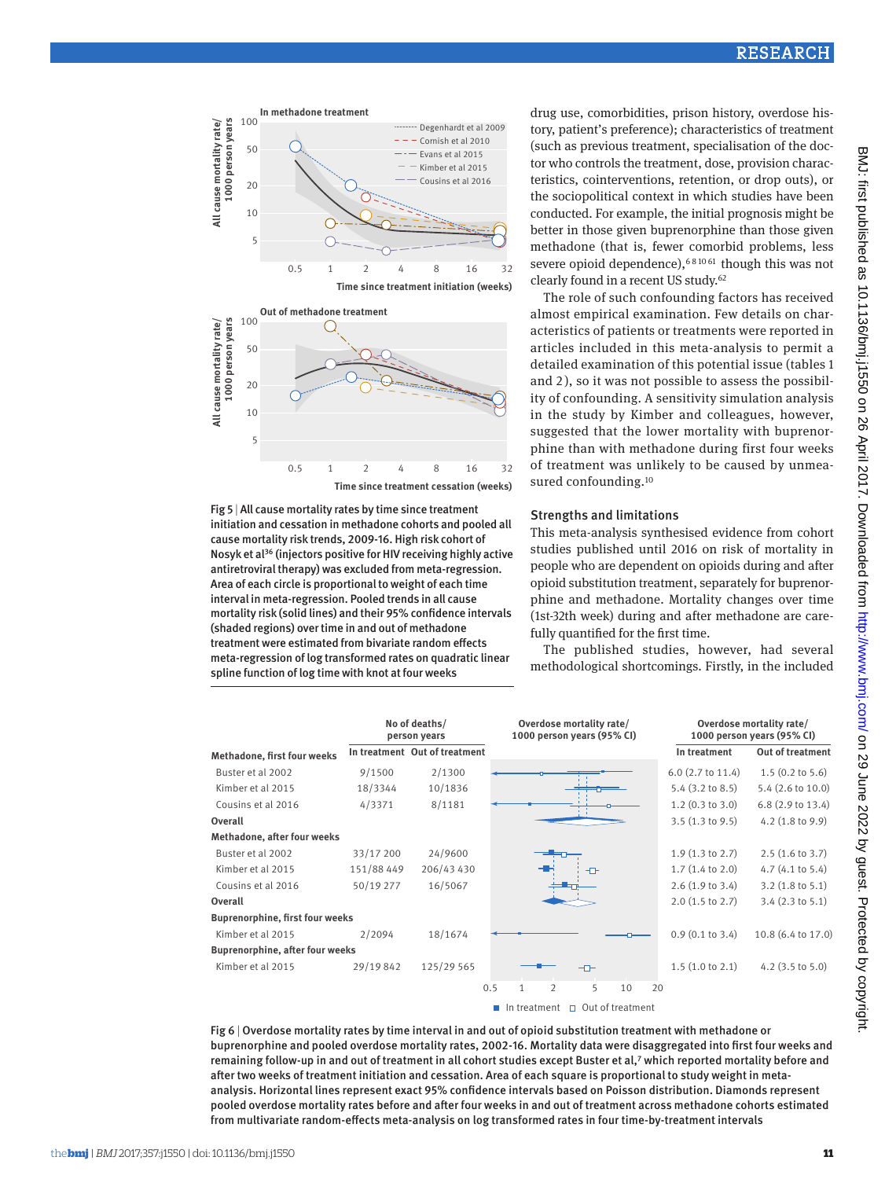Fig 5 | All cause mortality rates by time since treatment initiation and cessation in methadone cohorts and pooled all cause mortality risk trends, 2009-16. High risk cohort of Nosyk et al[36] (injectors positive for HIV receiving highly active antiretroviral therapy) was excluded from meta-regression. Area of each circle is proportional to weight of each time interval in meta-regression. Pooled trends in all cause mortality risk (solid lines) and their 95% confidence intervals (shaded regions) over time in and out of methadone treatment were estimated from bivariate random effects meta-regression of log transformed rates on quadratic linear spline function of log time with knot at four weeks

drug use, comorbidities, prison history, overdose history, patient's preference); characteristics of treatment (such as previous treatment, specialisation of the doctor who controls the treatment, dose, provision characteristics, cointerventions, retention, or drop outs), or the sociopolitical context in which studies have been conducted. For example, the initial prognosis might be better in those given buprenorphine than those given methadone (that is, fewer comorbid problems, less severe opioid dependence),[6 8 10 61] though this was not clearly found in a recent US study.[62]

The role of such confounding factors has received almost empirical examination. Few details on characteristics of patients or treatments were reported in articles included in this meta-analysis to permit a detailed examination of this potential issue (tables 1 and 2), so it was not possible to assess the possibility of confounding. A sensitivity simulation analysis in the study by Kimber and colleagues, however, suggested that the lower mortality with buprenorphine than with methadone during first four weeks of treatment was unlikely to be caused by unmeasured confounding.[10]

## Strengths and limitations

This meta-analysis synthesised evidence from cohort studies published until 2016 on risk of mortality in people who are dependent on opioids during and after opioid substitution treatment, separately for buprenorphine and methadone. Mortality changes over time (1st-32th week) during and after methadone are carefully quantified for the first time.

The published studies, however, had several methodological shortcomings. Firstly, in the included

| | No of deaths/ person years | | Overdose mortality rate/ 1000 person years (95% CI) | |
|---|---|---|---|---|
| | In treatment | Out of treatment | In treatment | Out of treatment |
| **Methadone, first four weeks** | | | | |
| Buster et al 2002 | 9/1500 | 2/1300 | 6.0 (2.7 to 11.4) | 1.5 (0.2 to 5.6) |
| Kimber et al 2015 | 18/3344 | 10/1836 | 5.4 (3.2 to 8.5) | 5.4 (2.6 to 10.0) |
| Cousins et al 2016 | 4/3371 | 8/1181 | 1.2 (0.3 to 3.0) | 6.8 (2.9 to 13.4) |
| **Overall** | | | 3.5 (1.3 to 9.5) | 4.2 (1.8 to 9.9) |
| **Methadone, after four weeks** | | | | |
| Buster et al 2002 | 33/17 200 | 24/9600 | 1.9 (1.3 to 2.7) | 2.5 (1.6 to 3.7) |
| Kimber et al 2015 | 151/88 449 | 206/43 430 | 1.7 (1.4 to 2.0) | 4.7 (4.1 to 5.4) |
| Cousins et al 2016 | 50/19 277 | 16/5067 | 2.6 (1.9 to 3.4) | 3.2 (1.8 to 5.1) |
| **Overall** | | | 2.0 (1.5 to 2.7) | 3.4 (2.3 to 5.1) |
| **Buprenorphine, first four weeks** | | | | |
| Kimber et al 2015 | 2/2094 | 18/1674 | 0.9 (0.1 to 3.4) | 10.8 (6.4 to 17.0) |
| **Buprenorphine, after four weeks** | | | | |
| Kimber et al 2015 | 29/19 842 | 125/29 565 | 1.5 (1.0 to 2.1) | 4.2 (3.5 to 5.0) |

Fig 6 | Overdose mortality rates by time interval in and out of opioid substitution treatment with methadone or buprenorphine and pooled overdose mortality rates, 2002-16. Mortality data were disaggregated into first four weeks and remaining follow-up in and out of treatment in all cohort studies except Buster et al,[7] which reported mortality before and after two weeks of treatment initiation and cessation. Area of each square is proportional to study weight in meta-analysis. Horizontal lines represent exact 95% confidence intervals based on Poisson distribution. Diamonds represent pooled overdose mortality rates before and after four weeks in and out of treatment across methadone cohorts estimated from multivariate random-effects meta-analysis on log transformed rates in four time-by-treatment intervals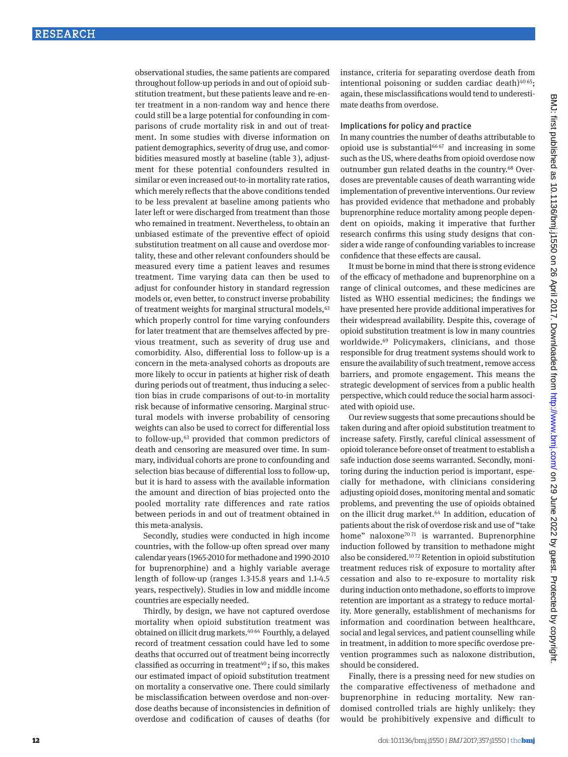observational studies, the same patients are compared throughout follow-up periods in and out of opioid substitution treatment, but these patients leave and re-enter treatment in a non-random way and hence there could still be a large potential for confounding in comparisons of crude mortality risk in and out of treatment. In some studies with diverse information on patient demographics, severity of drug use, and comorbidities measured mostly at baseline (table 3), adjustment for these potential confounders resulted in similar or even increased out-to-in mortality rate ratios, which merely reflects that the above conditions tended to be less prevalent at baseline among patients who later left or were discharged from treatment than those who remained in treatment. Nevertheless, to obtain an unbiased estimate of the preventive effect of opioid substitution treatment on all cause and overdose mortality, these and other relevant confounders should be measured every time a patient leaves and resumes treatment. Time varying data can then be used to adjust for confounder history in standard regression models or, even better, to construct inverse probability of treatment weights for marginal structural models,[63] which properly control for time varying confounders for later treatment that are themselves affected by previous treatment, such as severity of drug use and comorbidity. Also, differential loss to follow-up is a concern in the meta-analysed cohorts as dropouts are more likely to occur in patients at higher risk of death during periods out of treatment, thus inducing a selection bias in crude comparisons of out-to-in mortality risk because of informative censoring. Marginal structural models with inverse probability of censoring weights can also be used to correct for differential loss to follow-up,[63] provided that common predictors of death and censoring are measured over time. In summary, individual cohorts are prone to confounding and selection bias because of differential loss to follow-up, but it is hard to assess with the available information the amount and direction of bias projected onto the pooled mortality rate differences and rate ratios between periods in and out of treatment obtained in this meta-analysis.

Secondly, studies were conducted in high income countries, with the follow-up often spread over many calendar years (1965-2010 for methadone and 1990-2010 for buprenorphine) and a highly variable average length of follow-up (ranges 1.3-15.8 years and 1.1-4.5 years, respectively). Studies in low and middle income countries are especially needed.

Thirdly, by design, we have not captured overdose mortality when opioid substitution treatment was obtained on illicit drug markets.[40 64] Fourthly, a delayed record of treatment cessation could have led to some deaths that occurred out of treatment being incorrectly classified as occurring in treatment[40]; if so, this makes our estimated impact of opioid substitution treatment on mortality a conservative one. There could similarly be misclassification between overdose and non-overdose deaths because of inconsistencies in definition of overdose and codification of causes of deaths (for instance, criteria for separating overdose death from intentional poisoning or sudden cardiac death)[40 65]; again, these misclassifications would tend to underestimate deaths from overdose.

### Implications for policy and practice

In many countries the number of deaths attributable to opioid use is substantial[66 67] and increasing in some such as the US, where deaths from opioid overdose now outnumber gun related deaths in the country.[68] Overdoses are preventable causes of death warranting wide implementation of preventive interventions. Our review has provided evidence that methadone and probably buprenorphine reduce mortality among people dependent on opioids, making it imperative that further research confirms this using study designs that consider a wide range of confounding variables to increase confidence that these effects are causal.

It must be borne in mind that there is strong evidence of the efficacy of methadone and buprenorphine on a range of clinical outcomes, and these medicines are listed as WHO essential medicines; the findings we have presented here provide additional imperatives for their widespread availability. Despite this, coverage of opioid substitution treatment is low in many countries worldwide.[69] Policymakers, clinicians, and those responsible for drug treatment systems should work to ensure the availability of such treatment, remove access barriers, and promote engagement. This means the strategic development of services from a public health perspective, which could reduce the social harm associated with opioid use.

Our review suggests that some precautions should be taken during and after opioid substitution treatment to increase safety. Firstly, careful clinical assessment of opioid tolerance before onset of treatment to establish a safe induction dose seems warranted. Secondly, monitoring during the induction period is important, especially for methadone, with clinicians considering adjusting opioid doses, monitoring mental and somatic problems, and preventing the use of opioids obtained on the illicit drug market.[64] In addition, education of patients about the risk of overdose risk and use of "take home" naloxone[70 71] is warranted. Buprenorphine induction followed by transition to methadone might also be considered.[10 72] Retention in opioid substitution treatment reduces risk of exposure to mortality after cessation and also to re-exposure to mortality risk during induction onto methadone, so efforts to improve retention are important as a strategy to reduce mortality. More generally, establishment of mechanisms for information and coordination between healthcare, social and legal services, and patient counselling while in treatment, in addition to more specific overdose prevention programmes such as naloxone distribution, should be considered.

Finally, there is a pressing need for new studies on the comparative effectiveness of methadone and buprenorphine in reducing mortality. New randomised controlled trials are highly unlikely: they would be prohibitively expensive and difficult to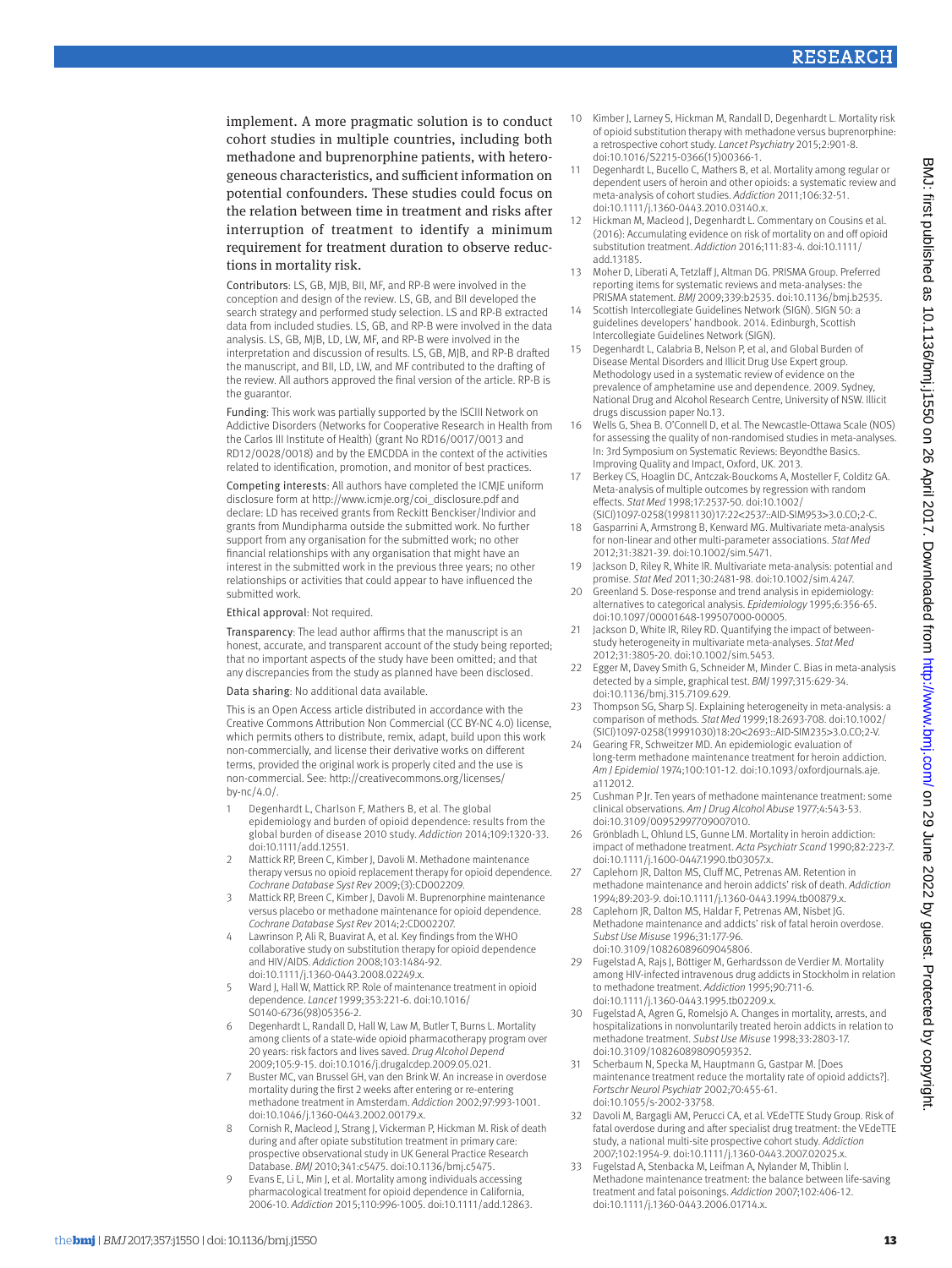implement. A more pragmatic solution is to conduct cohort studies in multiple countries, including both methadone and buprenorphine patients, with heterogeneous characteristics, and sufficient information on potential confounders. These studies could focus on the relation between time in treatment and risks after interruption of treatment to identify a minimum requirement for treatment duration to observe reductions in mortality risk.

Contributors: LS, GB, MJB, BII, MF, and RP-B were involved in the conception and design of the review. LS, GB, and BII developed the search strategy and performed study selection. LS and RP-B extracted data from included studies. LS, GB, and RP-B were involved in the data analysis. LS, GB, MJB, LD, LW, MF, and RP-B were involved in the interpretation and discussion of results. LS, GB, MJB, and RP-B drafted the manuscript, and BII, LD, LW, and MF contributed to the drafting of the review. All authors approved the final version of the article. RP-B is the guarantor.

Funding: This work was partially supported by the ISCIII Network on Addictive Disorders (Networks for Cooperative Research in Health from the Carlos III Institute of Health) (grant No RD16/0017/0013 and RD12/0028/0018) and by the EMCDDA in the context of the activities related to identification, promotion, and monitor of best practices.

Competing interests: All authors have completed the ICMJE uniform disclosure form at http://www.icmje.org/coi_disclosure.pdf and declare: LD has received grants from Reckitt Benckiser/Indivior and grants from Mundipharma outside the submitted work. No further support from any organisation for the submitted work; no other financial relationships with any organisation that might have an interest in the submitted work in the previous three years; no other relationships or activities that could appear to have influenced the submitted work.

Ethical approval: Not required.

Transparency: The lead author affirms that the manuscript is an honest, accurate, and transparent account of the study being reported; that no important aspects of the study have been omitted; and that any discrepancies from the study as planned have been disclosed.

Data sharing: No additional data available.

This is an Open Access article distributed in accordance with the Creative Commons Attribution Non Commercial (CC BY-NC 4.0) license, which permits others to distribute, remix, adapt, build upon this work non-commercially, and license their derivative works on different terms, provided the original work is properly cited and the use is non-commercial. See: http://creativecommons.org/licenses/by-nc/4.0/.

1. Degenhardt L, Charlson F, Mathers B, et al. The global epidemiology and burden of opioid dependence: results from the global burden of disease 2010 study. *Addiction* 2014;109:1320-33. doi:10.1111/add.12551.
2. Mattick RP, Breen C, Kimber J, Davoli M. Methadone maintenance therapy versus no opioid replacement therapy for opioid dependence. *Cochrane Database Syst Rev* 2009;(3):CD002209.
3. Mattick RP, Breen C, Kimber J, Davoli M. Buprenorphine maintenance versus placebo or methadone maintenance for opioid dependence. *Cochrane Database Syst Rev* 2014;2:CD002207.
4. Lawrinson P, Ali R, Buavirat A, et al. Key findings from the WHO collaborative study on substitution therapy for opioid dependence and HIV/AIDS. *Addiction* 2008;103:1484-92. doi:10.1111/j.1360-0443.2008.02249.x.
5. Ward J, Hall W, Mattick RP. Role of maintenance treatment in opioid dependence. *Lancet* 1999;353:221-6. doi:10.1016/S0140-6736(98)05356-2.
6. Degenhardt L, Randall D, Hall W, Law M, Butler T, Burns L. Mortality among clients of a state-wide opioid pharmacotherapy program over 20 years: risk factors and lives saved. *Drug Alcohol Depend* 2009;105:9-15. doi:10.1016/j.drugalcdep.2009.05.021.
7. Buster MC, van Brussel GH, van den Brink W. An increase in overdose mortality during the first 2 weeks after entering or re-entering methadone treatment in Amsterdam. *Addiction* 2002;97:993-1001. doi:10.1046/j.1360-0443.2002.00179.x.
8. Cornish R, Macleod J, Strang J, Vickerman P, Hickman M. Risk of death during and after opiate substitution treatment in primary care: prospective observational study in UK General Practice Research Database. *BMJ* 2010;341:c5475. doi:10.1136/bmj.c5475.
9. Evans E, Li L, Min J, et al. Mortality among individuals accessing pharmacological treatment for opioid dependence in California, 2006-10. *Addiction* 2015;110:996-1005. doi:10.1111/add.12863.
10. Kimber J, Larney S, Hickman M, Randall D, Degenhardt L. Mortality risk of opioid substitution therapy with methadone versus buprenorphine: a retrospective cohort study. *Lancet Psychiatry* 2015;2:901-8. doi:10.1016/S2215-0366(15)00366-1.
11. Degenhardt L, Bucello C, Mathers B, et al. Mortality among regular or dependent users of heroin and other opioids: a systematic review and meta-analysis of cohort studies. *Addiction* 2011;106:32-51. doi:10.1111/j.1360-0443.2010.03140.x.
12. Hickman M, Macleod J, Degenhardt L. Commentary on Cousins et al. (2016): Accumulating evidence on risk of mortality on and off opioid substitution treatment. *Addiction* 2016;111:83-4. doi:10.1111/add.13185.
13. Moher D, Liberati A, Tetzlaff J, Altman DG. PRISMA Group. Preferred reporting items for systematic reviews and meta-analyses: the PRISMA statement. *BMJ* 2009;339:b2535. doi:10.1136/bmj.b2535.
14. Scottish Intercollegiate Guidelines Network (SIGN). SIGN 50: a guidelines developers' handbook. 2014. Edinburgh, Scottish Intercollegiate Guidelines Network (SIGN).
15. Degenhardt L, Calabria B, Nelson P, et al, and Global Burden of Disease Mental Disorders and Illicit Drug Use Expert group. Methodology used in a systematic review of evidence on the prevalence of amphetamine use and dependence. 2009. Sydney, National Drug and Alcohol Research Centre, University of NSW. Illicit drugs discussion paper No.13.
16. Wells G, Shea B. O'Connell D, et al. The Newcastle-Ottawa Scale (NOS) for assessing the quality of non-randomised studies in meta-analyses. In: 3rd Symposium on Systematic Reviews: Beyondthe Basics. Improving Quality and Impact, Oxford, UK. 2013.
17. Berkey CS, Hoaglin DC, Antczak-Bouckoms A, Mosteller F, Colditz GA. Meta-analysis of multiple outcomes by regression with random effects. *Stat Med* 1998;17:2537-50. doi:10.1002/(SICI)1097-0258(19981130)17:22<2537::AID-SIM953>3.0.CO;2-C.
18. Gasparrini A, Armstrong B, Kenward MG. Multivariate meta-analysis for non-linear and other multi-parameter associations. *Stat Med* 2012;31:3821-39. doi:10.1002/sim.5471.
19. Jackson D, Riley R, White IR. Multivariate meta-analysis: potential and promise. *Stat Med* 2011;30:2481-98. doi:10.1002/sim.4247.
20. Greenland S. Dose-response and trend analysis in epidemiology: alternatives to categorical analysis. *Epidemiology* 1995;6:356-65. doi:10.1097/00001648-199507000-00005.
21. Jackson D, White IR, Riley RD. Quantifying the impact of between-study heterogeneity in multivariate meta-analyses. *Stat Med* 2012;31:3805-20. doi:10.1002/sim.5453.
22. Egger M, Davey Smith G, Schneider M, Minder C. Bias in meta-analysis detected by a simple, graphical test. *BMJ* 1997;315:629-34. doi:10.1136/bmj.315.7109.629.
23. Thompson SG, Sharp SJ. Explaining heterogeneity in meta-analysis: a comparison of methods. *Stat Med* 1999;18:2693-708. doi:10.1002/(SICI)1097-0258(19991030)18:20<2693::AID-SIM235>3.0.CO;2-V.
24. Gearing FR, Schweitzer MD. An epidemiologic evaluation of long-term methadone maintenance treatment for heroin addiction. *Am J Epidemiol* 1974;100:101-12. doi:10.1093/oxfordjournals.aje.a112012.
25. Cushman P Jr. Ten years of methadone maintenance treatment: some clinical observations. *Am J Drug Alcohol Abuse* 1977;4:543-53. doi:10.3109/00952997709007010.
26. Grönbladh L, Ohlund LS, Gunne LM. Mortality in heroin addiction: impact of methadone treatment. *Acta Psychiatr Scand* 1990;82:223-7. doi:10.1111/j.1600-0447.1990.tb03057.x.
27. Caplehorn JR, Dalton MS, Cluff MC, Petrenas AM. Retention in methadone maintenance and heroin addicts' risk of death. *Addiction* 1994;89:203-9. doi:10.1111/j.1360-0443.1994.tb00879.x.
28. Caplehorn JR, Dalton MS, Haldar F, Petrenas AM, Nisbet JG. Methadone maintenance and addicts' risk of fatal heroin overdose. *Subst Use Misuse* 1996;31:177-96. doi:10.3109/10826089609045806.
29. Fugelstad A, Rajs J, Böttiger M, Gerhardsson de Verdier M. Mortality among HIV-infected intravenous drug addicts in Stockholm in relation to methadone treatment. *Addiction* 1995;90:711-6. doi:10.1111/j.1360-0443.1995.tb02209.x.
30. Fugelstad A, Agren G, Romelsjö A. Changes in mortality, arrests, and hospitalizations in nonvoluntarily treated heroin addicts in relation to methadone treatment. *Subst Use Misuse* 1998;33:2803-17. doi:10.3109/10826089809059352.
31. Scherbaum N, Specka M, Hauptmann G, Gastpar M. [Does maintenance treatment reduce the mortality rate of opioid addicts?]. *Fortschr Neurol Psychiatr* 2002;70:455-61. doi:10.1055/s-2002-33758.
32. Davoli M, Bargagli AM, Perucci CA, et al. VEdeTTE Study Group. Risk of fatal overdose during and after specialist drug treatment: the VEdeTTE study, a national multi-site prospective cohort study. *Addiction* 2007;102:1954-9. doi:10.1111/j.1360-0443.2007.02025.x.
33. Fugelstad A, Stenbacka M, Leifman A, Nylander M, Thiblin I. Methadone maintenance treatment: the balance between life-saving treatment and fatal poisonings. *Addiction* 2007;102:406-12. doi:10.1111/j.1360-0443.2006.01714.x.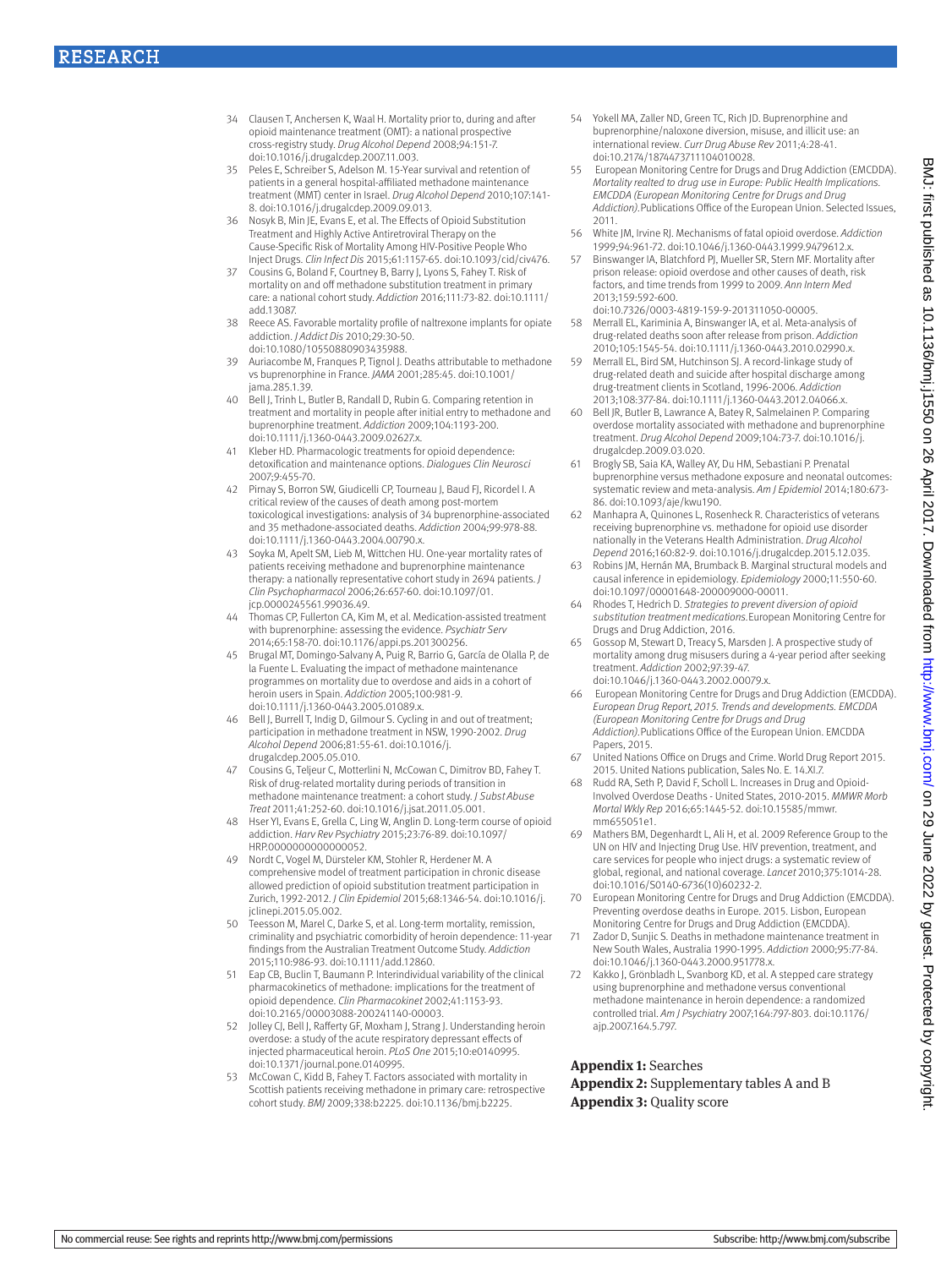34 Clausen T, Anchersen K, Waal H. Mortality prior to, during and after opioid maintenance treatment (OMT): a national prospective cross-registry study. *Drug Alcohol Depend* 2008;94:151-7. doi:10.1016/j.drugalcdep.2007.11.003.

35 Peles E, Schreiber S, Adelson M. 15-Year survival and retention of patients in a general hospital-affiliated methadone maintenance treatment (MMT) center in Israel. *Drug Alcohol Depend* 2010;107:141-8. doi:10.1016/j.drugalcdep.2009.09.013.

36 Nosyk B, Min JE, Evans E, et al. The Effects of Opioid Substitution Treatment and Highly Active Antiretroviral Therapy on the Cause-Specific Risk of Mortality Among HIV-Positive People Who Inject Drugs. *Clin Infect Dis* 2015;61:1157-65. doi:10.1093/cid/civ476.

37 Cousins G, Boland F, Courtney B, Barry J, Lyons S, Fahey T. Risk of mortality on and off methadone substitution treatment in primary care: a national cohort study. *Addiction* 2016;111:73-82. doi:10.1111/add.13087.

38 Reece AS. Favorable mortality profile of naltrexone implants for opiate addiction. *J Addict Dis* 2010;29:30-50. doi:10.1080/10550880903435988.

39 Auriacombe M, Franques P, Tignol J. Deaths attributable to methadone vs buprenorphine in France. *JAMA* 2001;285:45. doi:10.1001/jama.285.1.39.

40 Bell J, Trinh L, Butler B, Randall D, Rubin G. Comparing retention in treatment and mortality in people after initial entry to methadone and buprenorphine treatment. *Addiction* 2009;104:1193-200. doi:10.1111/j.1360-0443.2009.02627.x.

41 Kleber HD. Pharmacologic treatments for opioid dependence: detoxification and maintenance options. *Dialogues Clin Neurosci* 2007;9:455-70.

42 Pirnay S, Borron SW, Giudicelli CP, Tourneau J, Baud FJ, Ricordel I. A critical review of the causes of death among post-mortem toxicological investigations: analysis of 34 buprenorphine-associated and 35 methadone-associated deaths. *Addiction* 2004;99:978-88. doi:10.1111/j.1360-0443.2004.00790.x.

43 Soyka M, Apelt SM, Lieb M, Wittchen HU. One-year mortality rates of patients receiving methadone and buprenorphine maintenance therapy: a nationally representative cohort study in 2694 patients. *J Clin Psychopharmacol* 2006;26:657-60. doi:10.1097/01.jcp.0000245561.99036.49.

44 Thomas CP, Fullerton CA, Kim M, et al. Medication-assisted treatment with buprenorphine: assessing the evidence. *Psychiatr Serv* 2014;65:158-70. doi:10.1176/appi.ps.201300256.

45 Brugal MT, Domingo-Salvany A, Puig R, Barrio G, García de Olalla P, de la Fuente L. Evaluating the impact of methadone maintenance programmes on mortality due to overdose and aids in a cohort of heroin users in Spain. *Addiction* 2005;100:981-9. doi:10.1111/j.1360-0443.2005.01089.x.

46 Bell J, Burrell T, Indig D, Gilmour S. Cycling in and out of treatment; participation in methadone treatment in NSW, 1990-2002. *Drug Alcohol Depend* 2006;81:55-61. doi:10.1016/j.drugalcdep.2005.05.010.

47 Cousins G, Teljeur C, Motterlini N, McCowan C, Dimitrov BD, Fahey T. Risk of drug-related mortality during periods of transition in methadone maintenance treatment: a cohort study. *J Subst Abuse Treat* 2011;41:252-60. doi:10.1016/j.jsat.2011.05.001.

48 Hser YI, Evans E, Grella C, Ling W, Anglin D. Long-term course of opioid addiction. *Harv Rev Psychiatry* 2015;23:76-89. doi:10.1097/HRP.0000000000000052.

49 Nordt C, Vogel M, Dürsteler KM, Stohler R, Herdener M. A comprehensive model of treatment participation in chronic disease allowed prediction of opioid substitution treatment participation in Zurich, 1992-2012. *J Clin Epidemiol* 2015;68:1346-54. doi:10.1016/j.jclinepi.2015.05.002.

50 Teesson M, Marel C, Darke S, et al. Long-term mortality, remission, criminality and psychiatric comorbidity of heroin dependence: 11-year findings from the Australian Treatment Outcome Study. *Addiction* 2015;110:986-93. doi:10.1111/add.12860.

51 Eap CB, Buclin T, Baumann P. Interindividual variability of the clinical pharmacokinetics of methadone: implications for the treatment of opioid dependence. *Clin Pharmacokinet* 2002;41:1153-93. doi:10.2165/00003088-200241140-00003.

52 Jolley CJ, Bell J, Rafferty GF, Moxham J, Strang J. Understanding heroin overdose: a study of the acute respiratory depressant effects of injected pharmaceutical heroin. *PLoS One* 2015;10:e0140995. doi:10.1371/journal.pone.0140995.

53 McCowan C, Kidd B, Fahey T. Factors associated with mortality in Scottish patients receiving methadone in primary care: retrospective cohort study. *BMJ* 2009;338:b2225. doi:10.1136/bmj.b2225.

54 Yokell MA, Zaller ND, Green TC, Rich JD. Buprenorphine and buprenorphine/naloxone diversion, misuse, and illicit use: an international review. *Curr Drug Abuse Rev* 2011;4:28-41. doi:10.2174/1874473711104010028.

55 European Monitoring Centre for Drugs and Drug Addiction (EMCDDA). *Mortality realted to drug use in Europe: Public Health Implications. EMCDDA (European Monitoring Centre for Drugs and Drug Addiction).*Publications Office of the European Union. Selected Issues, 2011.

56 White JM, Irvine RJ. Mechanisms of fatal opioid overdose. *Addiction* 1999;94:961-72. doi:10.1046/j.1360-0443.1999.9479612.x.

57 Binswanger IA, Blatchford PJ, Mueller SR, Stern MF. Mortality after prison release: opioid overdose and other causes of death, risk factors, and time trends from 1999 to 2009. *Ann Intern Med* 2013;159:592-600. doi:10.7326/0003-4819-159-9-201311050-00005.

58 Merrall EL, Kariminia A, Binswanger IA, et al. Meta-analysis of drug-related deaths soon after release from prison. *Addiction* 2010;105:1545-54. doi:10.1111/j.1360-0443.2010.02990.x.

59 Merrall EL, Bird SM, Hutchinson SJ. A record-linkage study of drug-related death and suicide after hospital discharge among drug-treatment clients in Scotland, 1996-2006. *Addiction* 2013;108:377-84. doi:10.1111/j.1360-0443.2012.04066.x.

60 Bell JR, Butler B, Lawrance A, Batey R, Salmelainen P. Comparing overdose mortality associated with methadone and buprenorphine treatment. *Drug Alcohol Depend* 2009;104:73-7. doi:10.1016/j.drugalcdep.2009.03.020.

61 Brogly SB, Saia KA, Walley AY, Du HM, Sebastiani P. Prenatal buprenorphine versus methadone exposure and neonatal outcomes: systematic review and meta-analysis. *Am J Epidemiol* 2014;180:673-86. doi:10.1093/aje/kwu190.

62 Manhapra A, Quinones L, Rosenheck R. Characteristics of veterans receiving buprenorphine vs. methadone for opioid use disorder nationally in the Veterans Health Administration. *Drug Alcohol Depend* 2016;160:82-9. doi:10.1016/j.drugalcdep.2015.12.035.

63 Robins JM, Hernán MA, Brumback B. Marginal structural models and causal inference in epidemiology. *Epidemiology* 2000;11:550-60. doi:10.1097/00001648-200009000-00011.

64 Rhodes T, Hedrich D. *Strategies to prevent diversion of opioid substitution treatment medications.*European Monitoring Centre for Drugs and Drug Addiction, 2016.

65 Gossop M, Stewart D, Treacy S, Marsden J. A prospective study of mortality among drug misusers during a 4-year period after seeking treatment. *Addiction* 2002;97:39-47. doi:10.1046/j.1360-0443.2002.00079.x.

66 European Monitoring Centre for Drugs and Drug Addiction (EMCDDA). *European Drug Report, 2015. Trends and developments. EMCDDA (European Monitoring Centre for Drugs and Drug Addiction).*Publications Office of the European Union. EMCDDA Papers, 2015.

67 United Nations Office on Drugs and Crime. World Drug Report 2015. 2015. United Nations publication, Sales No. E. 14.XI.7.

68 Rudd RA, Seth P, David F, Scholl L. Increases in Drug and Opioid-Involved Overdose Deaths - United States, 2010-2015. *MMWR Morb Mortal Wkly Rep* 2016;65:1445-52. doi:10.15585/mmwr.mm655051e1.

69 Mathers BM, Degenhardt L, Ali H, et al. 2009 Reference Group to the UN on HIV and Injecting Drug Use. HIV prevention, treatment, and care services for people who inject drugs: a systematic review of global, regional, and national coverage. *Lancet* 2010;375:1014-28. doi:10.1016/S0140-6736(10)60232-2.

70 European Monitoring Centre for Drugs and Drug Addiction (EMCDDA). Preventing overdose deaths in Europe. 2015. Lisbon, European Monitoring Centre for Drugs and Drug Addiction (EMCDDA).

71 Zador D, Sunjic S. Deaths in methadone maintenance treatment in New South Wales, Australia 1990-1995. *Addiction* 2000;95:77-84. doi:10.1046/j.1360-0443.2000.951778.x.

72 Kakko J, Grönbladh L, Svanborg KD, et al. A stepped care strategy using buprenorphine and methadone versus conventional methadone maintenance in heroin dependence: a randomized controlled trial. *Am J Psychiatry* 2007;164:797-803. doi:10.1176/ajp.2007.164.5.797.

**Appendix 1:** Searches
**Appendix 2:** Supplementary tables A and B
**Appendix 3:** Quality score